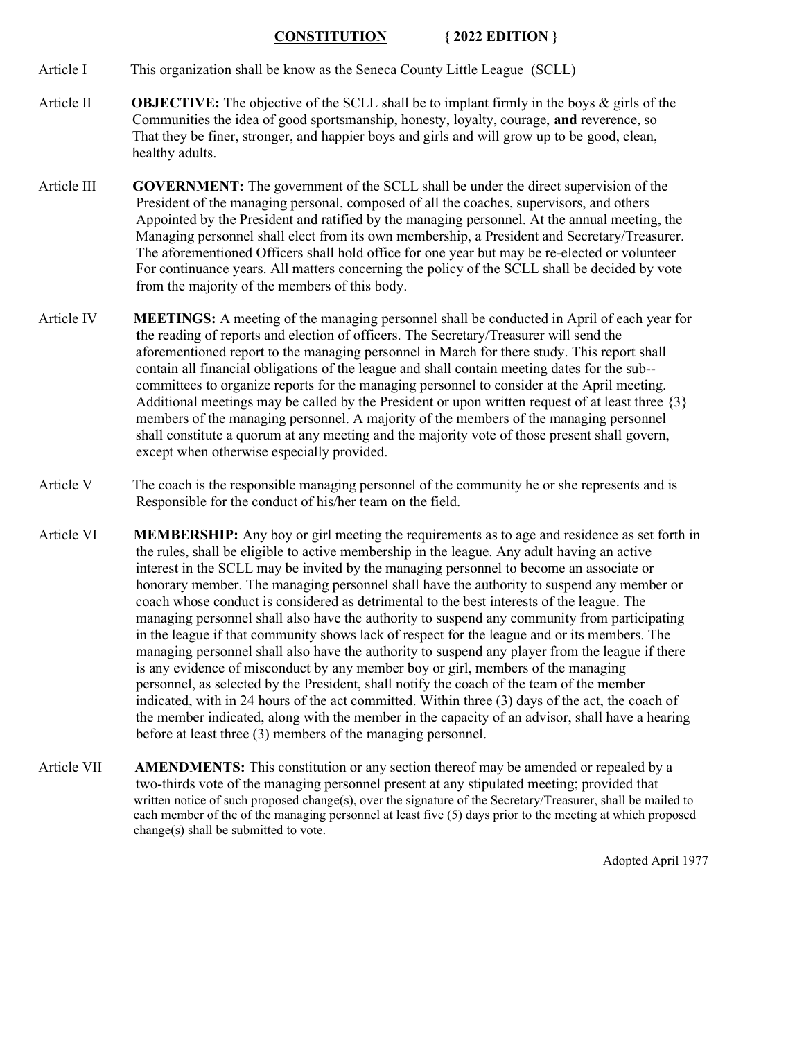# CONSTITUTION { 2022 EDITION }

Article I This organization shall be know as the Seneca County Little League (SCLL)

Article II **OBJECTIVE:** The objective of the SCLL shall be to implant firmly in the boys & girls of the Communities the idea of good sportsmanship, honesty, loyalty, courage, **and** reverence, so That they be finer, stronger, and happier boys and girls and will grow up to be good, clean, healthy adults.

Article III **GOVERNMENT:** The government of the SCLL shall be under the direct supervision of the President of the managing personal, composed of all the coaches, supervisors, and others Appointed by the President and ratified by the managing personnel. At the annual meeting, the Managing personnel shall elect from its own membership, a President and Secretary/Treasurer. The aforementioned Officers shall hold office for one year but may be re-elected or volunteer For continuance years. All matters concerning the policy of the SCLL shall be decided by vote from the majority of the members of this body.

Article IV **MEETINGS:** A meeting of the managing personnel shall be conducted in April of each year for **t**he reading of reports and election of officers. The Secretary/Treasurer will send the aforementioned report to the managing personnel in March for there study. This report shall contain all financial obligations of the league and shall contain meeting dates for the sub--committees to organize reports for the managing personnel to consider at the April meeting. Additional meetings may be called by the President or upon written request of at least three {3} members of the managing personnel. A majority of the members of the managing personnel shall constitute a quorum at any meeting and the majority vote of those present shall govern, except when otherwise especially provided.

Article V The coach is the responsible managing personnel of the community he or she represents and is Responsible for the conduct of his/her team on the field.

Article VI **MEMBERSHIP:** Any boy or girl meeting the requirements as to age and residence as set forth in the rules, shall be eligible to active membership in the league. Any adult having an active interest in the SCLL may be invited by the managing personnel to become an associate or honorary member. The managing personnel shall have the authority to suspend any member or coach whose conduct is considered as detrimental to the best interests of the league. The managing personnel shall also have the authority to suspend any community from participating in the league if that community shows lack of respect for the league and or its members. The managing personnel shall also have the authority to suspend any player from the league if there is any evidence of misconduct by any member boy or girl, members of the managing personnel, as selected by the President, shall notify the coach of the team of the member indicated, with in 24 hours of the act committed. Within three (3) days of the act, the coach of the member indicated, along with the member in the capacity of an advisor, shall have a hearing before at least three (3) members of the managing personnel.

Article VII **AMENDMENTS:** This constitution or any section thereof may be amended or repealed by a two-thirds vote of the managing personnel present at any stipulated meeting; provided that written notice of such proposed change(s), over the signature of the Secretary/Treasurer, shall be mailed to each member of the of the managing personnel at least five (5) days prior to the meeting at which proposed change(s) shall be submitted to vote.

Adopted April 1977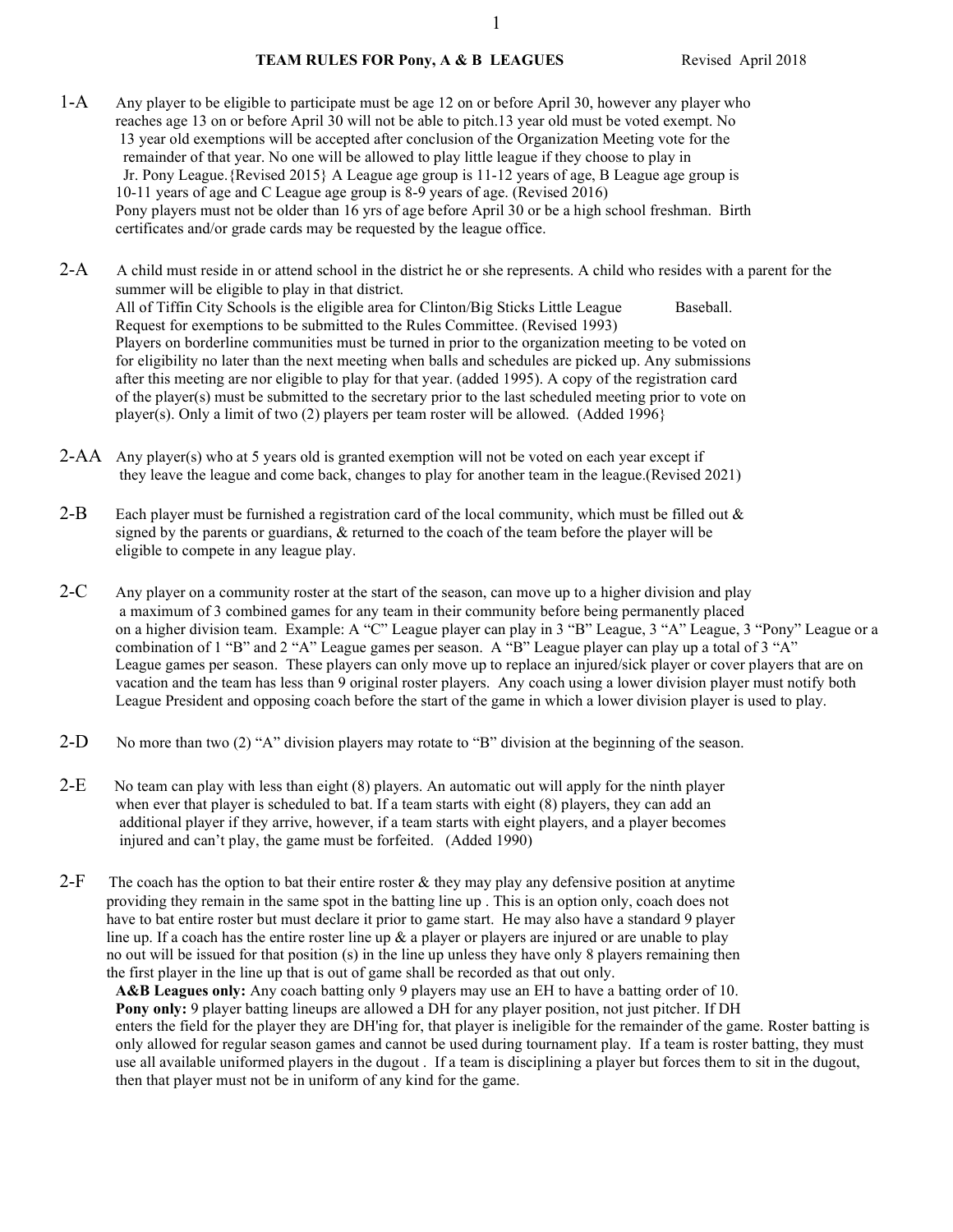## TEAM RULES FOR Pony, A & B LEAGUES

Revised April 2018

**1-A** Any player to be eligible to participate must be age 12 on or before April 30, however any player who reaches age 13 on or before April 30 will not be able to pitch.13 year old must be voted exempt. No 13 year old exemptions will be accepted after conclusion of the Organization Meeting vote for the remainder of that year. No one will be allowed to play little league if they choose to play in Jr. Pony League.{Revised 2015} A League age group is 11-12 years of age, B League age group is 10-11 years of age and C League age group is 8-9 years of age. (Revised 2016) Pony players must not be older than 16 yrs of age before April 30 or be a high school freshman. Birth certificates and/or grade cards may be requested by the league office.

**2-A** A child must reside in or attend school in the district he or she represents. A child who resides with a parent for the summer will be eligible to play in that district.
All of Tiffin City Schools is the eligible area for Clinton/Big Sticks Little League Baseball.
Request for exemptions to be submitted to the Rules Committee. (Revised 1993)
Players on borderline communities must be turned in prior to the organization meeting to be voted on for eligibility no later than the next meeting when balls and schedules are picked up. Any submissions after this meeting are nor eligible to play for that year. (added 1995). A copy of the registration card of the player(s) must be submitted to the secretary prior to the last scheduled meeting prior to vote on player(s). Only a limit of two (2) players per team roster will be allowed. (Added 1996}

**2-AA** Any player(s) who at 5 years old is granted exemption will not be voted on each year except if they leave the league and come back, changes to play for another team in the league.(Revised 2021)

**2-B** Each player must be furnished a registration card of the local community, which must be filled out & signed by the parents or guardians, & returned to the coach of the team before the player will be eligible to compete in any league play.

**2-C** Any player on a community roster at the start of the season, can move up to a higher division and play a maximum of 3 combined games for any team in their community before being permanently placed on a higher division team. Example: A "C" League player can play in 3 "B" League, 3 "A" League, 3 "Pony" League or a combination of 1 "B" and 2 "A" League games per season. A "B" League player can play up a total of 3 "A" League games per season. These players can only move up to replace an injured/sick player or cover players that are on vacation and the team has less than 9 original roster players. Any coach using a lower division player must notify both League President and opposing coach before the start of the game in which a lower division player is used to play.

**2-D** No more than two (2) "A" division players may rotate to "B" division at the beginning of the season.

**2-E** No team can play with less than eight (8) players. An automatic out will apply for the ninth player when ever that player is scheduled to bat. If a team starts with eight (8) players, they can add an additional player if they arrive, however, if a team starts with eight players, and a player becomes injured and can't play, the game must be forfeited. (Added 1990)

**2-F** The coach has the option to bat their entire roster & they may play any defensive position at anytime providing they remain in the same spot in the batting line up . This is an option only, coach does not have to bat entire roster but must declare it prior to game start. He may also have a standard 9 player line up. If a coach has the entire roster line up & a player or players are injured or are unable to play no out will be issued for that position (s) in the line up unless they have only 8 players remaining then the first player in the line up that is out of game shall be recorded as that out only.
**A&B Leagues only:** Any coach batting only 9 players may use an EH to have a batting order of 10.
**Pony only:** 9 player batting lineups are allowed a DH for any player position, not just pitcher. If DH enters the field for the player they are DH'ing for, that player is ineligible for the remainder of the game. Roster batting is only allowed for regular season games and cannot be used during tournament play. If a team is roster batting, they must use all available uniformed players in the dugout . If a team is disciplining a player but forces them to sit in the dugout, then that player must not be in uniform of any kind for the game.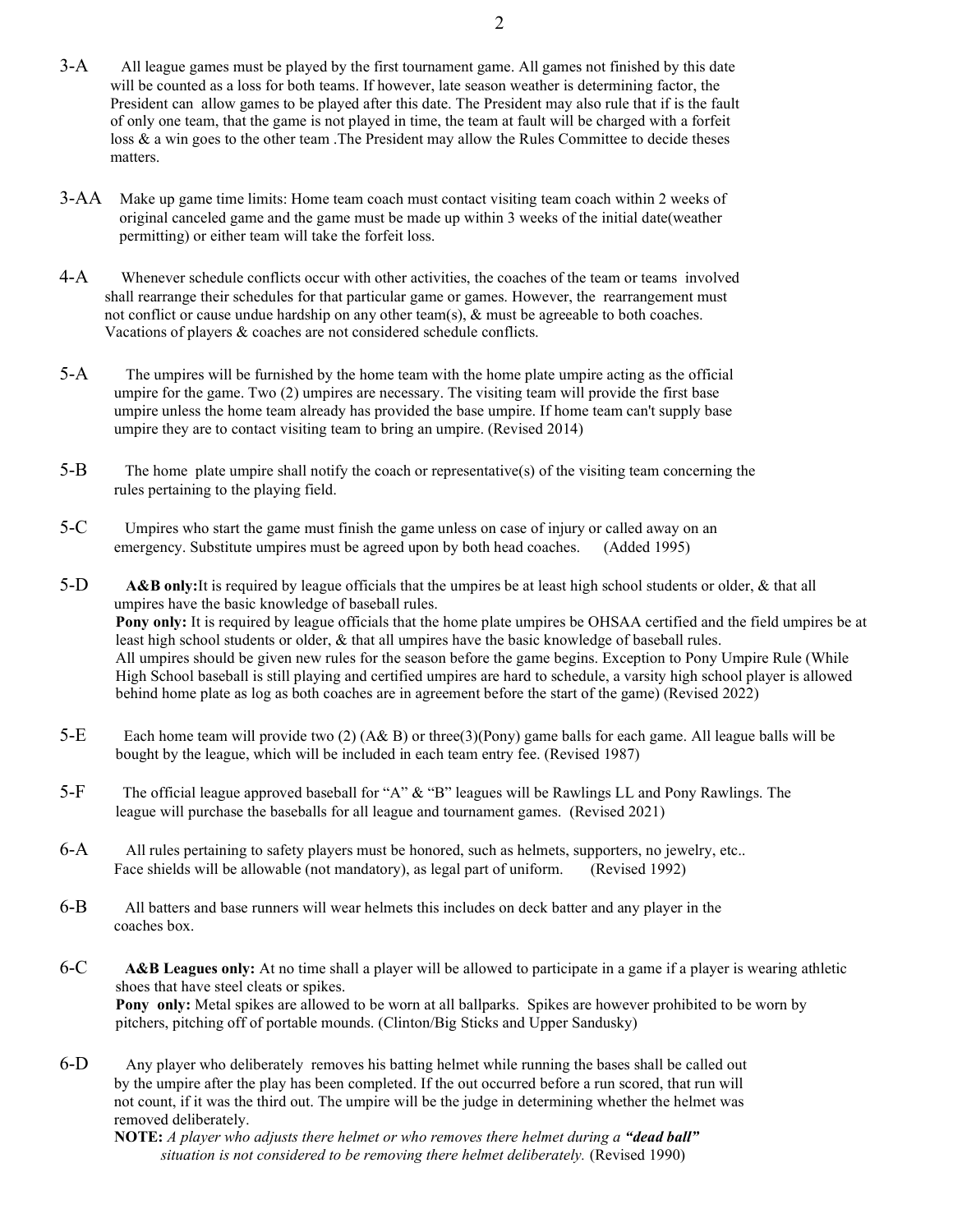3-A All league games must be played by the first tournament game. All games not finished by this date will be counted as a loss for both teams. If however, late season weather is determining factor, the President can allow games to be played after this date. The President may also rule that if is the fault of only one team, that the game is not played in time, the team at fault will be charged with a forfeit loss & a win goes to the other team .The President may allow the Rules Committee to decide theses matters.

3-AA Make up game time limits: Home team coach must contact visiting team coach within 2 weeks of original canceled game and the game must be made up within 3 weeks of the initial date(weather permitting) or either team will take the forfeit loss.

4-A Whenever schedule conflicts occur with other activities, the coaches of the team or teams involved shall rearrange their schedules for that particular game or games. However, the rearrangement must not conflict or cause undue hardship on any other team(s), & must be agreeable to both coaches. Vacations of players & coaches are not considered schedule conflicts.

5-A The umpires will be furnished by the home team with the home plate umpire acting as the official umpire for the game. Two (2) umpires are necessary. The visiting team will provide the first base umpire unless the home team already has provided the base umpire. If home team can't supply base umpire they are to contact visiting team to bring an umpire. (Revised 2014)

5-B The home plate umpire shall notify the coach or representative(s) of the visiting team concerning the rules pertaining to the playing field.

5-C Umpires who start the game must finish the game unless on case of injury or called away on an emergency. Substitute umpires must be agreed upon by both head coaches. (Added 1995)

5-D **A&B only:**It is required by league officials that the umpires be at least high school students or older, & that all umpires have the basic knowledge of baseball rules.
**Pony only:** It is required by league officials that the home plate umpires be OHSAA certified and the field umpires be at least high school students or older, & that all umpires have the basic knowledge of baseball rules.
All umpires should be given new rules for the season before the game begins. Exception to Pony Umpire Rule (While High School baseball is still playing and certified umpires are hard to schedule, a varsity high school player is allowed behind home plate as log as both coaches are in agreement before the start of the game) (Revised 2022)

5-E Each home team will provide two (2) (A& B) or three(3)(Pony) game balls for each game. All league balls will be bought by the league, which will be included in each team entry fee. (Revised 1987)

5-F The official league approved baseball for "A" & "B" leagues will be Rawlings LL and Pony Rawlings. The league will purchase the baseballs for all league and tournament games. (Revised 2021)

6-A All rules pertaining to safety players must be honored, such as helmets, supporters, no jewelry, etc.. Face shields will be allowable (not mandatory), as legal part of uniform. (Revised 1992)

6-B All batters and base runners will wear helmets this includes on deck batter and any player in the coaches box.

6-C **A&B Leagues only:** At no time shall a player will be allowed to participate in a game if a player is wearing athletic shoes that have steel cleats or spikes.
**Pony only:** Metal spikes are allowed to be worn at all ballparks. Spikes are however prohibited to be worn by pitchers, pitching off of portable mounds. (Clinton/Big Sticks and Upper Sandusky)

6-D Any player who deliberately removes his batting helmet while running the bases shall be called out by the umpire after the play has been completed. If the out occurred before a run scored, that run will not count, if it was the third out. The umpire will be the judge in determining whether the helmet was removed deliberately.
**NOTE:** *A player who adjusts there helmet or who removes there helmet during a* ***"dead ball"*** *situation is not considered to be removing there helmet deliberately.* (Revised 1990)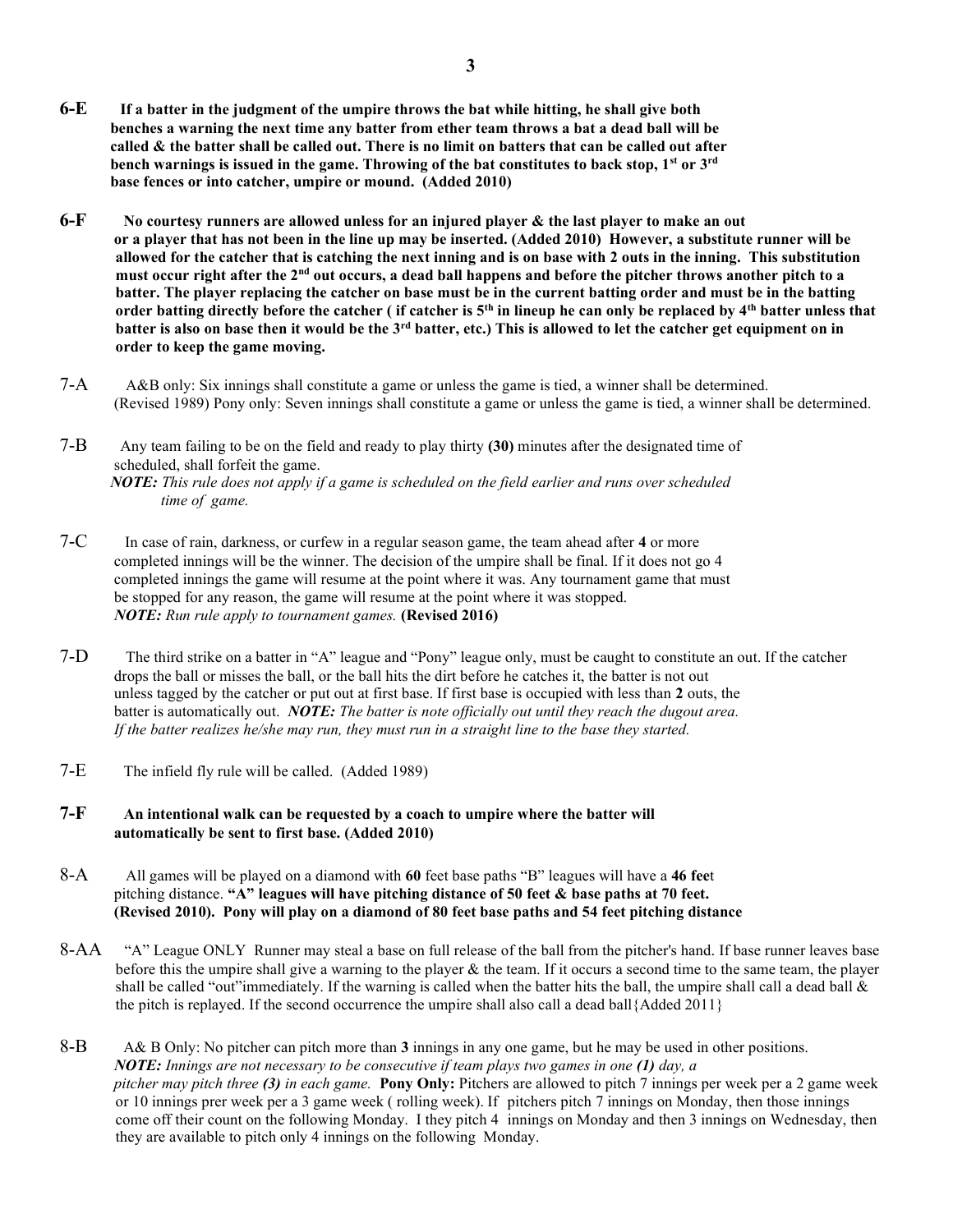**6-E** **If a batter in the judgment of the umpire throws the bat while hitting, he shall give both benches a warning the next time any batter from ether team throws a bat a dead ball will be called & the batter shall be called out. There is no limit on batters that can be called out after bench warnings is issued in the game. Throwing of the bat constitutes to back stop, 1st or 3rd base fences or into catcher, umpire or mound. (Added 2010)**

**6-F** **No courtesy runners are allowed unless for an injured player & the last player to make an out or a player that has not been in the line up may be inserted. (Added 2010) However, a substitute runner will be allowed for the catcher that is catching the next inning and is on base with 2 outs in the inning. This substitution must occur right after the 2nd out occurs, a dead ball happens and before the pitcher throws another pitch to a batter. The player replacing the catcher on base must be in the current batting order and must be in the batting order batting directly before the catcher ( if catcher is 5th in lineup he can only be replaced by 4th batter unless that batter is also on base then it would be the 3rd batter, etc.) This is allowed to let the catcher get equipment on in order to keep the game moving.**

7-A A&B only: Six innings shall constitute a game or unless the game is tied, a winner shall be determined. (Revised 1989) Pony only: Seven innings shall constitute a game or unless the game is tied, a winner shall be determined.

7-B Any team failing to be on the field and ready to play thirty **(30)** minutes after the designated time of scheduled, shall forfeit the game.
*NOTE: This rule does not apply if a game is scheduled on the field earlier and runs over scheduled time of game.*

7-C In case of rain, darkness, or curfew in a regular season game, the team ahead after **4** or more completed innings will be the winner. The decision of the umpire shall be final. If it does not go 4 completed innings the game will resume at the point where it was. Any tournament game that must be stopped for any reason, the game will resume at the point where it was stopped.
*NOTE: Run rule apply to tournament games.* **(Revised 2016)**

7-D The third strike on a batter in "A" league and "Pony" league only, must be caught to constitute an out. If the catcher drops the ball or misses the ball, or the ball hits the dirt before he catches it, the batter is not out unless tagged by the catcher or put out at first base. If first base is occupied with less than **2** outs, the batter is automatically out. ***NOTE:*** *The batter is note officially out until they reach the dugout area. If the batter realizes he/she may run, they must run in a straight line to the base they started.*

7-E The infield fly rule will be called. (Added 1989)

**7-F** **An intentional walk can be requested by a coach to umpire where the batter will automatically be sent to first base. (Added 2010)**

8-A All games will be played on a diamond with **60** feet base paths "B" leagues will have a **46 fee**t pitching distance. **"A" leagues will have pitching distance of 50 feet & base paths at 70 feet. (Revised 2010). Pony will play on a diamond of 80 feet base paths and 54 feet pitching distance**

8-AA "A" League ONLY Runner may steal a base on full release of the ball from the pitcher's hand. If base runner leaves base before this the umpire shall give a warning to the player & the team. If it occurs a second time to the same team, the player shall be called "out"immediately. If the warning is called when the batter hits the ball, the umpire shall call a dead ball & the pitch is replayed. If the second occurrence the umpire shall also call a dead ball{Added 2011}

8-B A& B Only: No pitcher can pitch more than **3** innings in any one game, but he may be used in other positions.
***NOTE:*** *Innings are not necessary to be consecutive if team plays two games in one **(1)** day, a pitcher may pitch three **(3)** in each game.* **Pony Only:** Pitchers are allowed to pitch 7 innings per week per a 2 game week or 10 innings prer week per a 3 game week ( rolling week). If pitchers pitch 7 innings on Monday, then those innings come off their count on the following Monday. I they pitch 4 innings on Monday and then 3 innings on Wednesday, then they are available to pitch only 4 innings on the following Monday.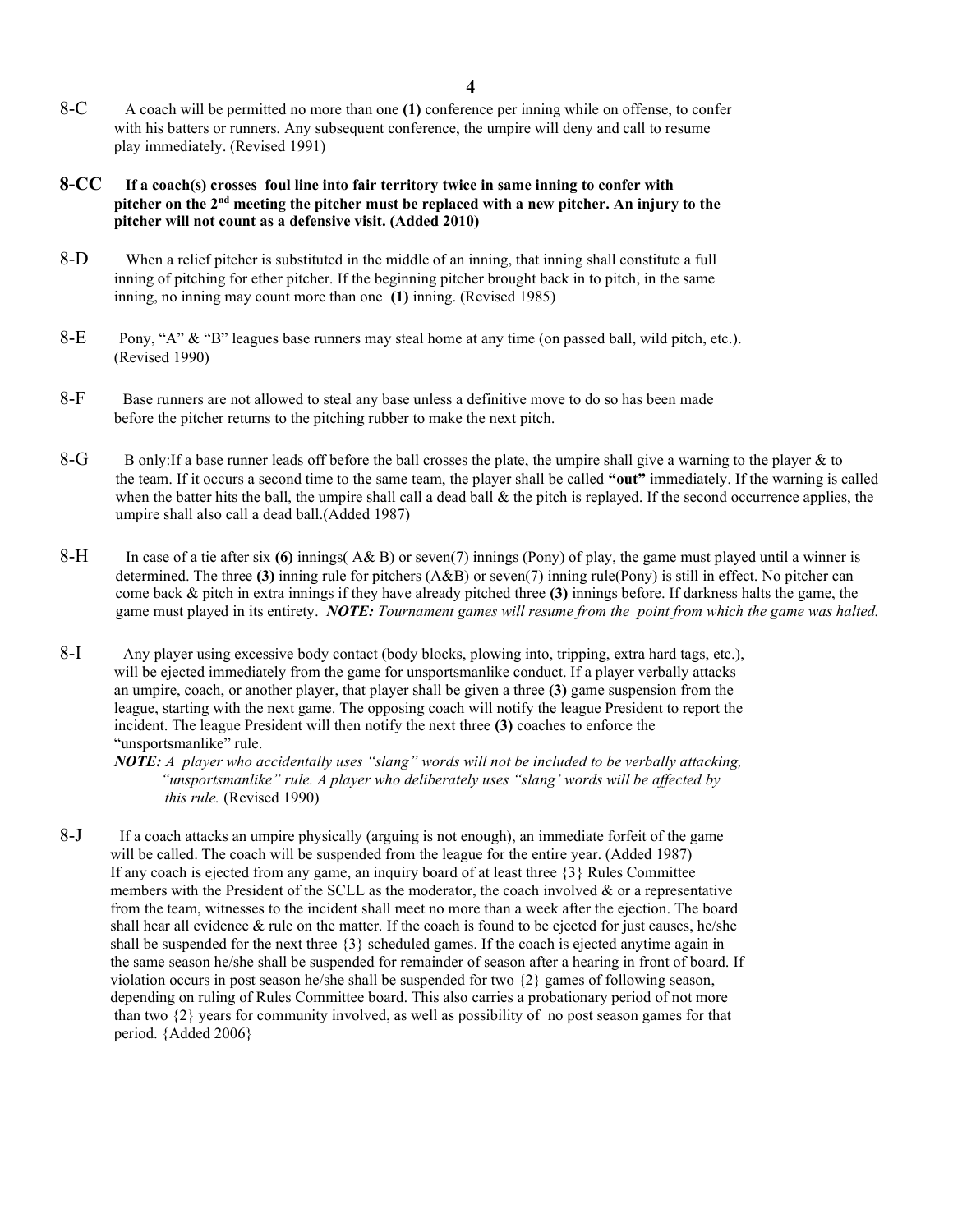8-C A coach will be permitted no more than one **(1)** conference per inning while on offense, to confer with his batters or runners. Any subsequent conference, the umpire will deny and call to resume play immediately. (Revised 1991)

**8-CC If a coach(s) crosses foul line into fair territory twice in same inning to confer with pitcher on the 2nd meeting the pitcher must be replaced with a new pitcher. An injury to the pitcher will not count as a defensive visit. (Added 2010)**

8-D When a relief pitcher is substituted in the middle of an inning, that inning shall constitute a full inning of pitching for ether pitcher. If the beginning pitcher brought back in to pitch, in the same inning, no inning may count more than one **(1)** inning. (Revised 1985)

8-E Pony, "A" & "B" leagues base runners may steal home at any time (on passed ball, wild pitch, etc.). (Revised 1990)

8-F Base runners are not allowed to steal any base unless a definitive move to do so has been made before the pitcher returns to the pitching rubber to make the next pitch.

8-G B only:If a base runner leads off before the ball crosses the plate, the umpire shall give a warning to the player & to the team. If it occurs a second time to the same team, the player shall be called **"out"** immediately. If the warning is called when the batter hits the ball, the umpire shall call a dead ball & the pitch is replayed. If the second occurrence applies, the umpire shall also call a dead ball.(Added 1987)

8-H In case of a tie after six **(6)** innings( A& B) or seven(7) innings (Pony) of play, the game must played until a winner is determined. The three **(3)** inning rule for pitchers (A&B) or seven(7) inning rule(Pony) is still in effect. No pitcher can come back & pitch in extra innings if they have already pitched three **(3)** innings before. If darkness halts the game, the game must played in its entirety. ***NOTE:*** *Tournament games will resume from the point from which the game was halted.*

8-I Any player using excessive body contact (body blocks, plowing into, tripping, extra hard tags, etc.), will be ejected immediately from the game for unsportsmanlike conduct. If a player verbally attacks an umpire, coach, or another player, that player shall be given a three **(3)** game suspension from the league, starting with the next game. The opposing coach will notify the league President to report the incident. The league President will then notify the next three **(3)** coaches to enforce the "unsportsmanlike" rule.

***NOTE:*** *A player who accidentally uses "slang" words will not be included to be verbally attacking, "unsportsmanlike" rule. A player who deliberately uses "slang' words will be affected by this rule.* (Revised 1990)

8-J If a coach attacks an umpire physically (arguing is not enough), an immediate forfeit of the game will be called. The coach will be suspended from the league for the entire year. (Added 1987) If any coach is ejected from any game, an inquiry board of at least three {3} Rules Committee members with the President of the SCLL as the moderator, the coach involved & or a representative from the team, witnesses to the incident shall meet no more than a week after the ejection. The board shall hear all evidence & rule on the matter. If the coach is found to be ejected for just causes, he/she shall be suspended for the next three {3} scheduled games. If the coach is ejected anytime again in the same season he/she shall be suspended for remainder of season after a hearing in front of board. If violation occurs in post season he/she shall be suspended for two {2} games of following season, depending on ruling of Rules Committee board. This also carries a probationary period of not more than two {2} years for community involved, as well as possibility of no post season games for that period. {Added 2006}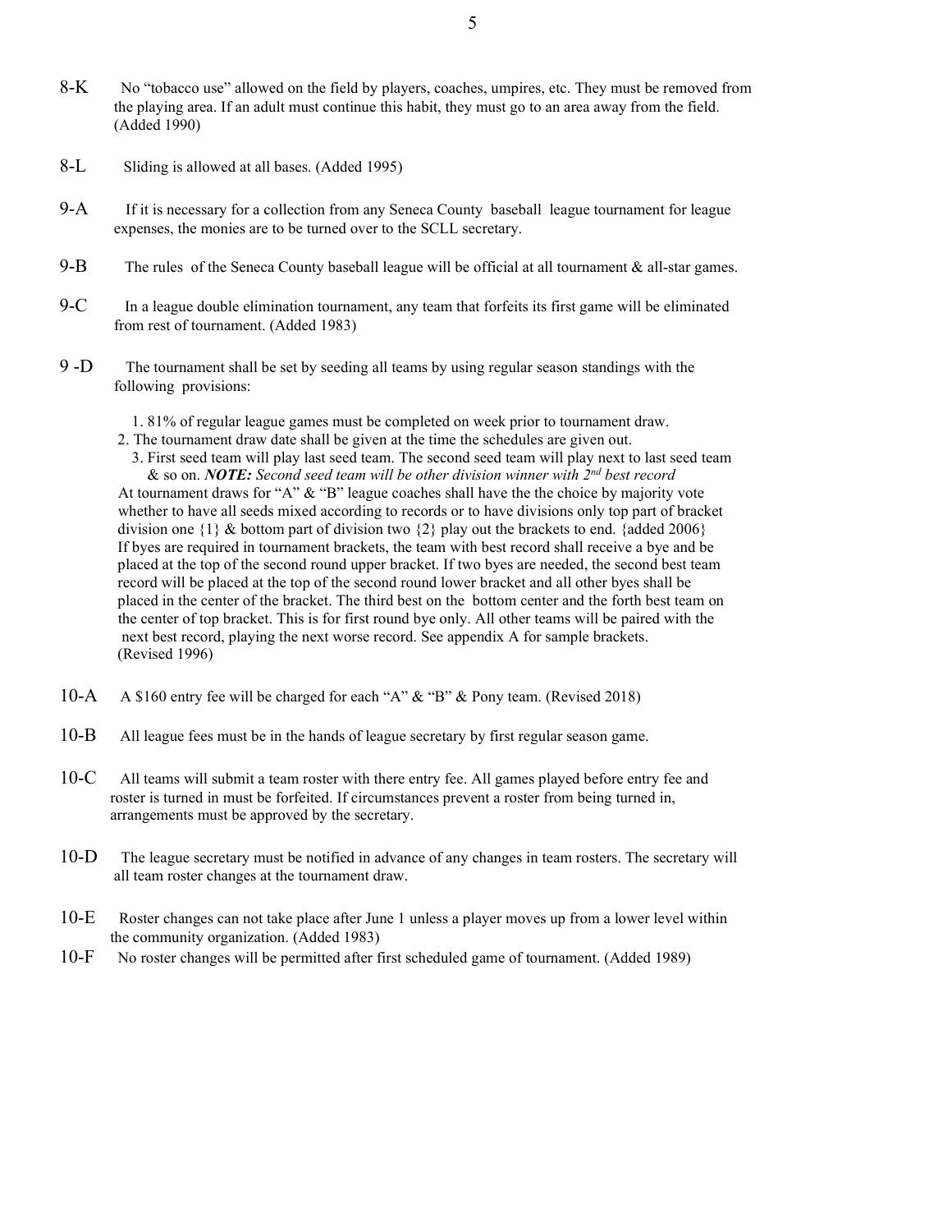8-K No "tobacco use" allowed on the field by players, coaches, umpires, etc. They must be removed from the playing area. If an adult must continue this habit, they must go to an area away from the field. (Added 1990)

8-L Sliding is allowed at all bases. (Added 1995)

9-A If it is necessary for a collection from any Seneca County baseball league tournament for league expenses, the monies are to be turned over to the SCLL secretary.

9-B The rules of the Seneca County baseball league will be official at all tournament & all-star games.

9-C In a league double elimination tournament, any team that forfeits its first game will be eliminated from rest of tournament. (Added 1983)

9 -D The tournament shall be set by seeding all teams by using regular season standings with the following provisions:

1. 81% of regular league games must be completed on week prior to tournament draw.
2. The tournament draw date shall be given at the time the schedules are given out.
3. First seed team will play last seed team. The second seed team will play next to last seed team & so on. ***NOTE:*** *Second seed team will be other division winner with 2nd best record*

At tournament draws for "A" & "B" league coaches shall have the the choice by majority vote whether to have all seeds mixed according to records or to have divisions only top part of bracket division one {1} & bottom part of division two {2} play out the brackets to end. {added 2006}
If byes are required in tournament brackets, the team with best record shall receive a bye and be placed at the top of the second round upper bracket. If two byes are needed, the second best team record will be placed at the top of the second round lower bracket and all other byes shall be placed in the center of the bracket. The third best on the bottom center and the forth best team on the center of top bracket. This is for first round bye only. All other teams will be paired with the next best record, playing the next worse record. See appendix A for sample brackets. (Revised 1996)

10-A A $160 entry fee will be charged for each "A" & "B" & Pony team. (Revised 2018)

10-B All league fees must be in the hands of league secretary by first regular season game.

10-C All teams will submit a team roster with there entry fee. All games played before entry fee and roster is turned in must be forfeited. If circumstances prevent a roster from being turned in, arrangements must be approved by the secretary.

10-D The league secretary must be notified in advance of any changes in team rosters. The secretary will all team roster changes at the tournament draw.

10-E Roster changes can not take place after June 1 unless a player moves up from a lower level within the community organization. (Added 1983)

10-F No roster changes will be permitted after first scheduled game of tournament. (Added 1989)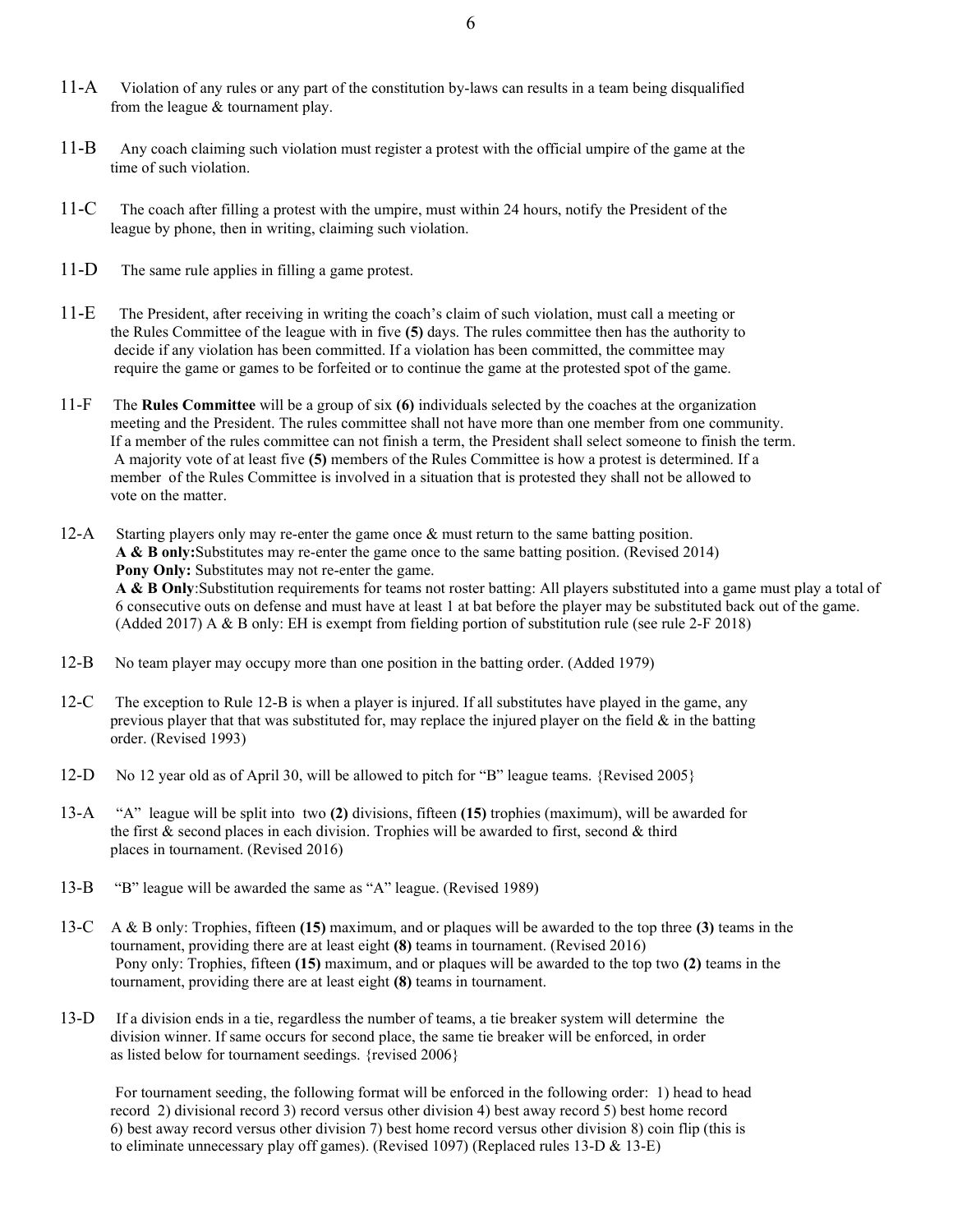11-A Violation of any rules or any part of the constitution by-laws can results in a team being disqualified from the league & tournament play.

11-B Any coach claiming such violation must register a protest with the official umpire of the game at the time of such violation.

11-C The coach after filling a protest with the umpire, must within 24 hours, notify the President of the league by phone, then in writing, claiming such violation.

11-D The same rule applies in filling a game protest.

11-E The President, after receiving in writing the coach's claim of such violation, must call a meeting or the Rules Committee of the league with in five **(5)** days. The rules committee then has the authority to decide if any violation has been committed. If a violation has been committed, the committee may require the game or games to be forfeited or to continue the game at the protested spot of the game.

11-F The **Rules Committee** will be a group of six **(6)** individuals selected by the coaches at the organization meeting and the President. The rules committee shall not have more than one member from one community. If a member of the rules committee can not finish a term, the President shall select someone to finish the term. A majority vote of at least five **(5)** members of the Rules Committee is how a protest is determined. If a member of the Rules Committee is involved in a situation that is protested they shall not be allowed to vote on the matter.

12-A Starting players only may re-enter the game once & must return to the same batting position.
**A & B only:** Substitutes may re-enter the game once to the same batting position. (Revised 2014)
**Pony Only:** Substitutes may not re-enter the game.
**A & B Only**: Substitution requirements for teams not roster batting: All players substituted into a game must play a total of 6 consecutive outs on defense and must have at least 1 at bat before the player may be substituted back out of the game. (Added 2017) A & B only: EH is exempt from fielding portion of substitution rule (see rule 2-F 2018)

12-B No team player may occupy more than one position in the batting order. (Added 1979)

12-C The exception to Rule 12-B is when a player is injured. If all substitutes have played in the game, any previous player that that was substituted for, may replace the injured player on the field & in the batting order. (Revised 1993)

12-D No 12 year old as of April 30, will be allowed to pitch for "B" league teams. {Revised 2005}

13-A "A" league will be split into two **(2)** divisions, fifteen **(15)** trophies (maximum), will be awarded for the first & second places in each division. Trophies will be awarded to first, second & third places in tournament. (Revised 2016)

13-B "B" league will be awarded the same as "A" league. (Revised 1989)

13-C A & B only: Trophies, fifteen **(15)** maximum, and or plaques will be awarded to the top three **(3)** teams in the tournament, providing there are at least eight **(8)** teams in tournament. (Revised 2016)
Pony only: Trophies, fifteen **(15)** maximum, and or plaques will be awarded to the top two **(2)** teams in the tournament, providing there are at least eight **(8)** teams in tournament.

13-D If a division ends in a tie, regardless the number of teams, a tie breaker system will determine the division winner. If same occurs for second place, the same tie breaker will be enforced, in order as listed below for tournament seedings. {revised 2006}

For tournament seeding, the following format will be enforced in the following order: 1) head to head record 2) divisional record 3) record versus other division 4) best away record 5) best home record 6) best away record versus other division 7) best home record versus other division 8) coin flip (this is to eliminate unnecessary play off games). (Revised 1097) (Replaced rules 13-D & 13-E)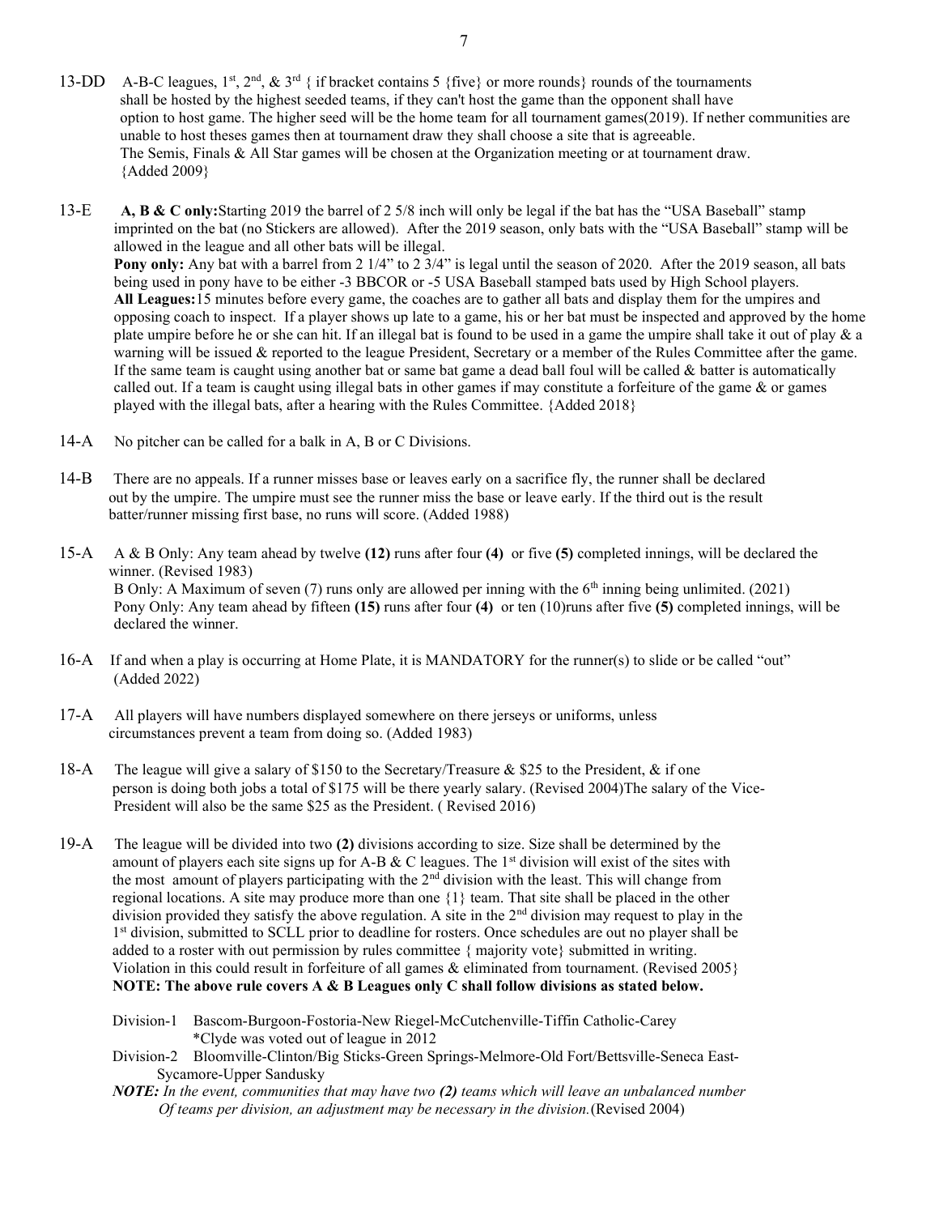13-DD A-B-C leagues, 1st, 2nd, & 3rd { if bracket contains 5 {five} or more rounds} rounds of the tournaments shall be hosted by the highest seeded teams, if they can't host the game than the opponent shall have option to host game. The higher seed will be the home team for all tournament games(2019). If nether communities are unable to host theses games then at tournament draw they shall choose a site that is agreeable. The Semis, Finals & All Star games will be chosen at the Organization meeting or at tournament draw. {Added 2009}

13-E **A, B & C only:**Starting 2019 the barrel of 2 5/8 inch will only be legal if the bat has the "USA Baseball" stamp imprinted on the bat (no Stickers are allowed). After the 2019 season, only bats with the "USA Baseball" stamp will be allowed in the league and all other bats will be illegal.
**Pony only:** Any bat with a barrel from 2 1/4" to 2 3/4" is legal until the season of 2020. After the 2019 season, all bats being used in pony have to be either -3 BBCOR or -5 USA Baseball stamped bats used by High School players.
**All Leagues:**15 minutes before every game, the coaches are to gather all bats and display them for the umpires and opposing coach to inspect. If a player shows up late to a game, his or her bat must be inspected and approved by the home plate umpire before he or she can hit. If an illegal bat is found to be used in a game the umpire shall take it out of play & a warning will be issued & reported to the league President, Secretary or a member of the Rules Committee after the game. If the same team is caught using another bat or same bat game a dead ball foul will be called & batter is automatically called out. If a team is caught using illegal bats in other games if may constitute a forfeiture of the game & or games played with the illegal bats, after a hearing with the Rules Committee. {Added 2018}

14-A No pitcher can be called for a balk in A, B or C Divisions.

14-B There are no appeals. If a runner misses base or leaves early on a sacrifice fly, the runner shall be declared out by the umpire. The umpire must see the runner miss the base or leave early. If the third out is the result batter/runner missing first base, no runs will score. (Added 1988)

15-A A & B Only: Any team ahead by twelve **(12)** runs after four **(4)** or five **(5)** completed innings, will be declared the winner. (Revised 1983)
B Only: A Maximum of seven (7) runs only are allowed per inning with the 6th inning being unlimited. (2021)
Pony Only: Any team ahead by fifteen **(15)** runs after four **(4)** or ten (10)runs after five **(5)** completed innings, will be declared the winner.

16-A If and when a play is occurring at Home Plate, it is MANDATORY for the runner(s) to slide or be called "out" (Added 2022)

17-A All players will have numbers displayed somewhere on there jerseys or uniforms, unless circumstances prevent a team from doing so. (Added 1983)

18-A The league will give a salary of $150 to the Secretary/Treasure & $25 to the President, & if one person is doing both jobs a total of $175 will be there yearly salary. (Revised 2004)The salary of the Vice-President will also be the same $25 as the President. ( Revised 2016)

19-A The league will be divided into two **(2)** divisions according to size. Size shall be determined by the amount of players each site signs up for A-B & C leagues. The 1st division will exist of the sites with the most amount of players participating with the 2nd division with the least. This will change from regional locations. A site may produce more than one {1} team. That site shall be placed in the other division provided they satisfy the above regulation. A site in the 2nd division may request to play in the 1st division, submitted to SCLL prior to deadline for rosters. Once schedules are out no player shall be added to a roster with out permission by rules committee { majority vote} submitted in writing. Violation in this could result in forfeiture of all games & eliminated from tournament. (Revised 2005}
**NOTE: The above rule covers A & B Leagues only C shall follow divisions as stated below.**

Division-1 Bascom-Burgoon-Fostoria-New Riegel-McCutchenville-Tiffin Catholic-Carey
*Clyde was voted out of league in 2012

Division-2 Bloomville-Clinton/Big Sticks-Green Springs-Melmore-Old Fort/Bettsville-Seneca East-Sycamore-Upper Sandusky

***NOTE:*** *In the event, communities that may have two* ***(2)*** *teams which will leave an unbalanced number Of teams per division, an adjustment may be necessary in the division.*(Revised 2004)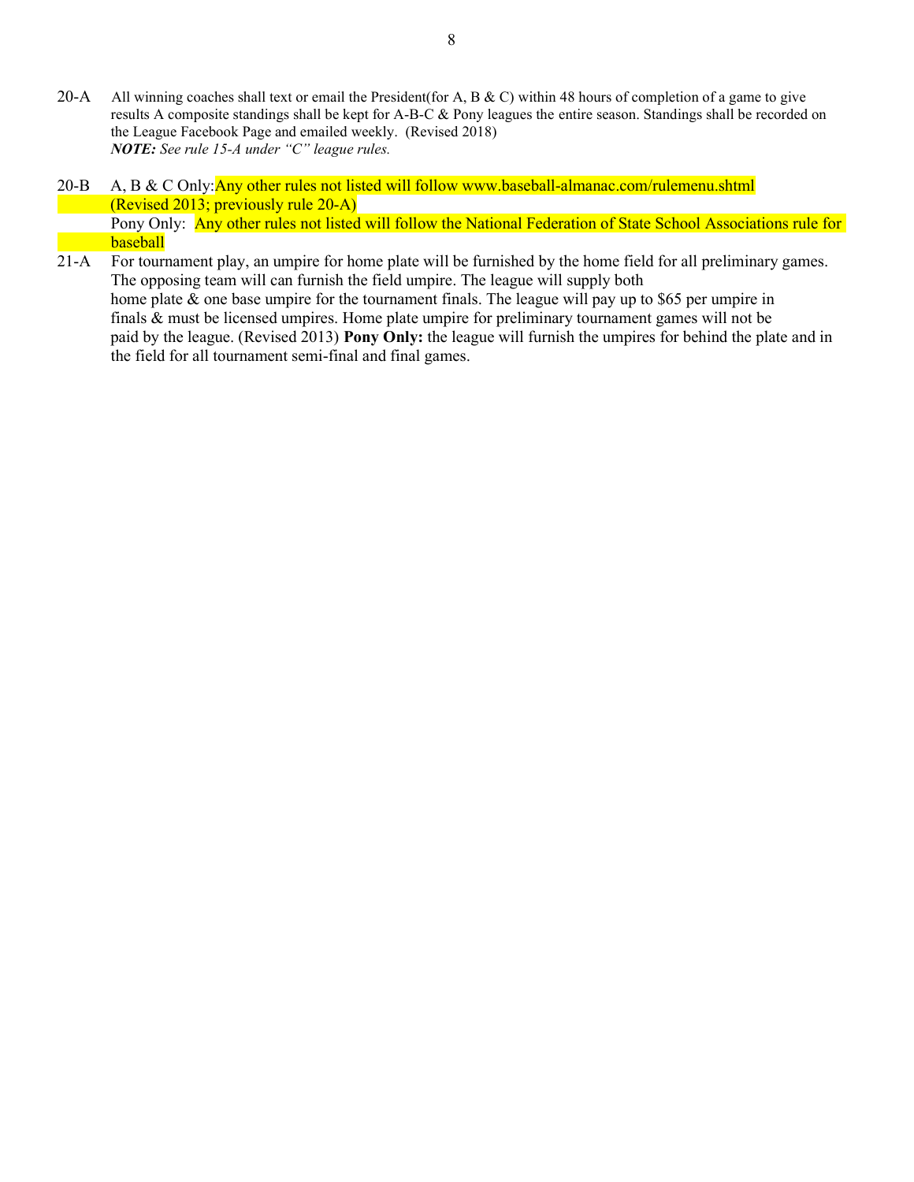20-A All winning coaches shall text or email the President(for A, B & C) within 48 hours of completion of a game to give results A composite standings shall be kept for A-B-C & Pony leagues the entire season. Standings shall be recorded on the League Facebook Page and emailed weekly. (Revised 2018)
***NOTE:** See rule 15-A under "C" league rules.*

20-B A, B & C Only:Any other rules not listed will follow www.baseball-almanac.com/rulemenu.shtml (Revised 2013; previously rule 20-A)
Pony Only: Any other rules not listed will follow the National Federation of State School Associations rule for baseball

21-A For tournament play, an umpire for home plate will be furnished by the home field for all preliminary games. The opposing team will can furnish the field umpire. The league will supply both home plate & one base umpire for the tournament finals. The league will pay up to $65 per umpire in finals & must be licensed umpires. Home plate umpire for preliminary tournament games will not be paid by the league. (Revised 2013) **Pony Only:** the league will furnish the umpires for behind the plate and in the field for all tournament semi-final and final games.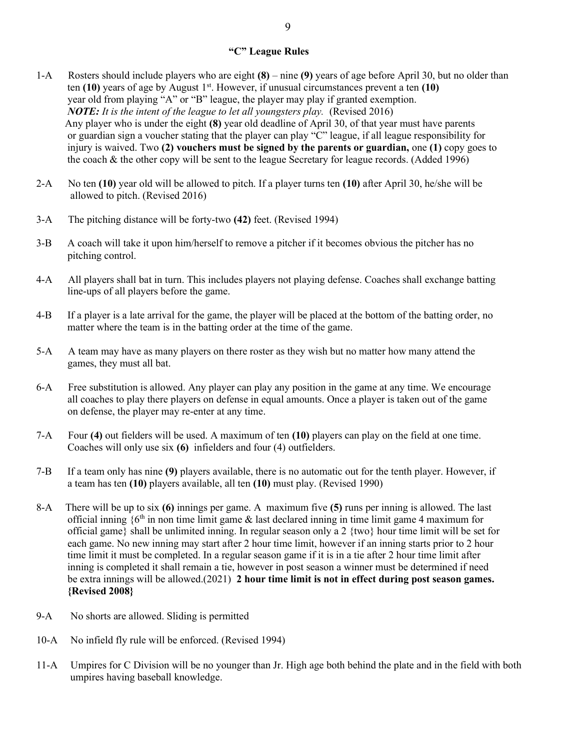## "C" League Rules

1-A Rosters should include players who are eight **(8)** – nine **(9)** years of age before April 30, but no older than ten **(10)** years of age by August 1st. However, if unusual circumstances prevent a ten **(10)** year old from playing "A" or "B" league, the player may play if granted exemption.
*NOTE: It is the intent of the league to let all youngsters play.* (Revised 2016)
Any player who is under the eight **(8)** year old deadline of April 30, of that year must have parents or guardian sign a voucher stating that the player can play "C" league, if all league responsibility for injury is waived. Two **(2) vouchers must be signed by the parents or guardian,** one **(1)** copy goes to the coach & the other copy will be sent to the league Secretary for league records. (Added 1996)

2-A No ten **(10)** year old will be allowed to pitch. If a player turns ten **(10)** after April 30, he/she will be allowed to pitch. (Revised 2016)

3-A The pitching distance will be forty-two **(42)** feet. (Revised 1994)

3-B A coach will take it upon him/herself to remove a pitcher if it becomes obvious the pitcher has no pitching control.

4-A All players shall bat in turn. This includes players not playing defense. Coaches shall exchange batting line-ups of all players before the game.

4-B If a player is a late arrival for the game, the player will be placed at the bottom of the batting order, no matter where the team is in the batting order at the time of the game.

5-A A team may have as many players on there roster as they wish but no matter how many attend the games, they must all bat.

6-A Free substitution is allowed. Any player can play any position in the game at any time. We encourage all coaches to play there players on defense in equal amounts. Once a player is taken out of the game on defense, the player may re-enter at any time.

7-A Four **(4)** out fielders will be used. A maximum of ten **(10)** players can play on the field at one time. Coaches will only use six **(6)** infielders and four (4) outfielders.

7-B If a team only has nine **(9)** players available, there is no automatic out for the tenth player. However, if a team has ten **(10)** players available, all ten **(10)** must play. (Revised 1990)

8-A There will be up to six **(6)** innings per game. A maximum five **(5)** runs per inning is allowed. The last official inning {6th in non time limit game & last declared inning in time limit game 4 maximum for official game} shall be unlimited inning. In regular season only a 2 {two} hour time limit will be set for each game. No new inning may start after 2 hour time limit, however if an inning starts prior to 2 hour time limit it must be completed. In a regular season game if it is in a tie after 2 hour time limit after inning is completed it shall remain a tie, however in post season a winner must be determined if need be extra innings will be allowed.(2021) **2 hour time limit is not in effect during post season games. {Revised 2008}**

9-A No shorts are allowed. Sliding is permitted

10-A No infield fly rule will be enforced. (Revised 1994)

11-A Umpires for C Division will be no younger than Jr. High age both behind the plate and in the field with both umpires having baseball knowledge.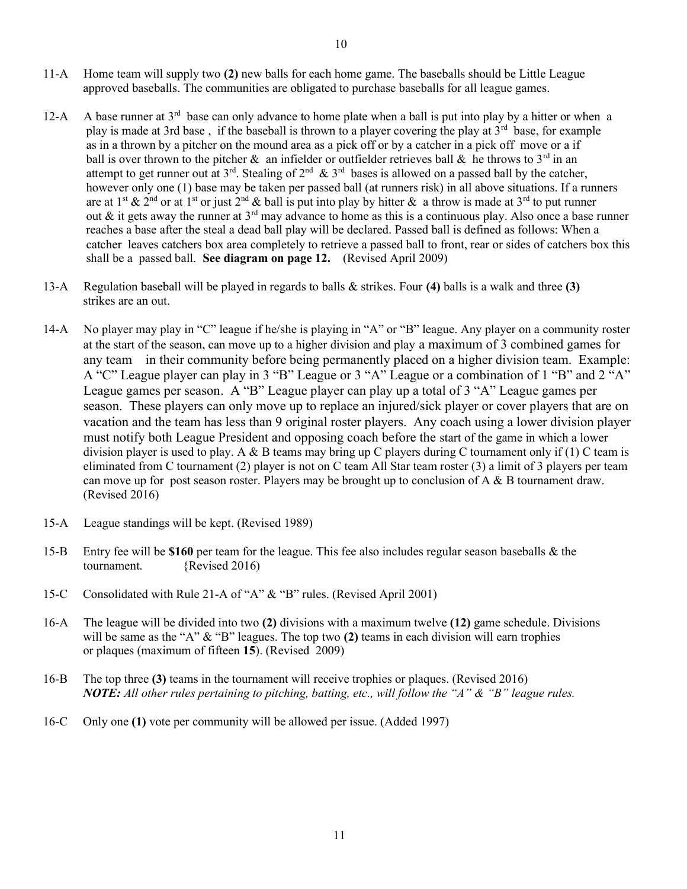11-A Home team will supply two **(2)** new balls for each home game. The baseballs should be Little League approved baseballs. The communities are obligated to purchase baseballs for all league games.

12-A A base runner at 3rd base can only advance to home plate when a ball is put into play by a hitter or when a play is made at 3rd base , if the baseball is thrown to a player covering the play at 3rd base, for example as in a thrown by a pitcher on the mound area as a pick off or by a catcher in a pick off move or a if ball is over thrown to the pitcher & an infielder or outfielder retrieves ball & he throws to 3rd in an attempt to get runner out at 3rd. Stealing of 2nd & 3rd bases is allowed on a passed ball by the catcher, however only one (1) base may be taken per passed ball (at runners risk) in all above situations. If a runners are at 1st & 2nd or at 1st or just 2nd & ball is put into play by hitter & a throw is made at 3rd to put runner out & it gets away the runner at 3rd may advance to home as this is a continuous play. Also once a base runner reaches a base after the steal a dead ball play will be declared. Passed ball is defined as follows: When a catcher leaves catchers box area completely to retrieve a passed ball to front, rear or sides of catchers box this shall be a passed ball. **See diagram on page 12.** (Revised April 2009)

13-A Regulation baseball will be played in regards to balls & strikes. Four **(4)** balls is a walk and three **(3)** strikes are an out.

14-A No player may play in "C" league if he/she is playing in "A" or "B" league. Any player on a community roster at the start of the season, can move up to a higher division and play a maximum of 3 combined games for any team in their community before being permanently placed on a higher division team. Example: A "C" League player can play in 3 "B" League or 3 "A" League or a combination of 1 "B" and 2 "A" League games per season. A "B" League player can play up a total of 3 "A" League games per season. These players can only move up to replace an injured/sick player or cover players that are on vacation and the team has less than 9 original roster players. Any coach using a lower division player must notify both League President and opposing coach before the start of the game in which a lower division player is used to play. A & B teams may bring up C players during C tournament only if (1) C team is eliminated from C tournament (2) player is not on C team All Star team roster (3) a limit of 3 players per team can move up for post season roster. Players may be brought up to conclusion of A & B tournament draw. (Revised 2016)

15-A League standings will be kept. (Revised 1989)

15-B Entry fee will be **$160** per team for the league. This fee also includes regular season baseballs & the tournament. {Revised 2016)

15-C Consolidated with Rule 21-A of "A" & "B" rules. (Revised April 2001)

16-A The league will be divided into two **(2)** divisions with a maximum twelve **(12)** game schedule. Divisions will be same as the "A" & "B" leagues. The top two **(2)** teams in each division will earn trophies or plaques (maximum of fifteen **15**). (Revised 2009)

16-B The top three **(3)** teams in the tournament will receive trophies or plaques. (Revised 2016)
***NOTE:** All other rules pertaining to pitching, batting, etc., will follow the "A" & "B" league rules.*

16-C Only one **(1)** vote per community will be allowed per issue. (Added 1997)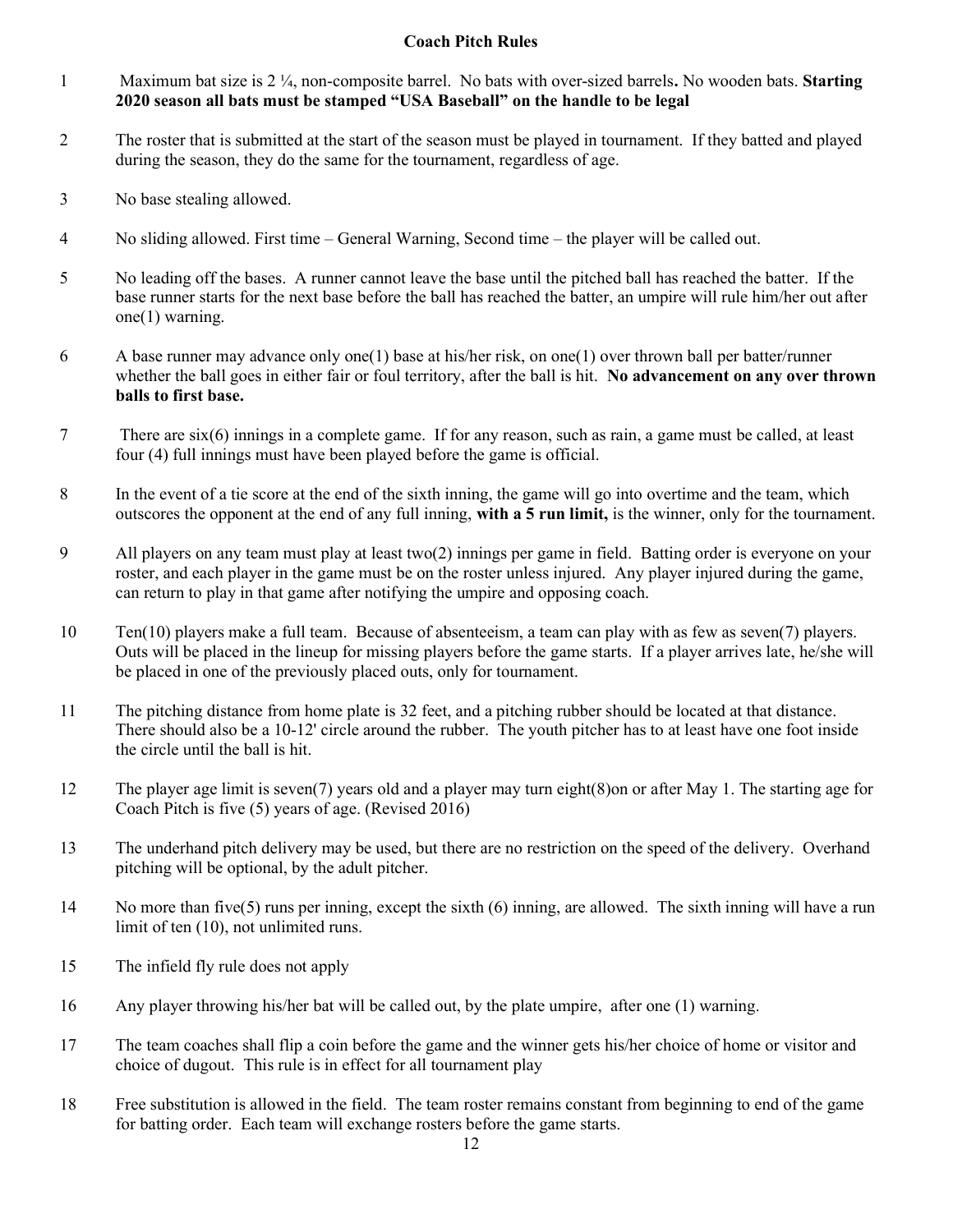# Coach Pitch Rules

1. Maximum bat size is 2 ¼, non-composite barrel. No bats with over-sized barrels**.** No wooden bats. **Starting 2020 season all bats must be stamped "USA Baseball" on the handle to be legal**

2. The roster that is submitted at the start of the season must be played in tournament. If they batted and played during the season, they do the same for the tournament, regardless of age.

3. No base stealing allowed.

4. No sliding allowed. First time – General Warning, Second time – the player will be called out.

5. No leading off the bases. A runner cannot leave the base until the pitched ball has reached the batter. If the base runner starts for the next base before the ball has reached the batter, an umpire will rule him/her out after one(1) warning.

6. A base runner may advance only one(1) base at his/her risk, on one(1) over thrown ball per batter/runner whether the ball goes in either fair or foul territory, after the ball is hit. **No advancement on any over thrown balls to first base.**

7. There are six(6) innings in a complete game. If for any reason, such as rain, a game must be called, at least four (4) full innings must have been played before the game is official.

8. In the event of a tie score at the end of the sixth inning, the game will go into overtime and the team, which outscores the opponent at the end of any full inning, **with a 5 run limit,** is the winner, only for the tournament.

9. All players on any team must play at least two(2) innings per game in field. Batting order is everyone on your roster, and each player in the game must be on the roster unless injured. Any player injured during the game, can return to play in that game after notifying the umpire and opposing coach.

10. Ten(10) players make a full team. Because of absenteeism, a team can play with as few as seven(7) players. Outs will be placed in the lineup for missing players before the game starts. If a player arrives late, he/she will be placed in one of the previously placed outs, only for tournament.

11. The pitching distance from home plate is 32 feet, and a pitching rubber should be located at that distance. There should also be a 10-12' circle around the rubber. The youth pitcher has to at least have one foot inside the circle until the ball is hit.

12. The player age limit is seven(7) years old and a player may turn eight(8)on or after May 1. The starting age for Coach Pitch is five (5) years of age. (Revised 2016)

13. The underhand pitch delivery may be used, but there are no restriction on the speed of the delivery. Overhand pitching will be optional, by the adult pitcher.

14. No more than five(5) runs per inning, except the sixth (6) inning, are allowed. The sixth inning will have a run limit of ten (10), not unlimited runs.

15. The infield fly rule does not apply

16. Any player throwing his/her bat will be called out, by the plate umpire, after one (1) warning.

17. The team coaches shall flip a coin before the game and the winner gets his/her choice of home or visitor and choice of dugout. This rule is in effect for all tournament play

18. Free substitution is allowed in the field. The team roster remains constant from beginning to end of the game for batting order. Each team will exchange rosters before the game starts.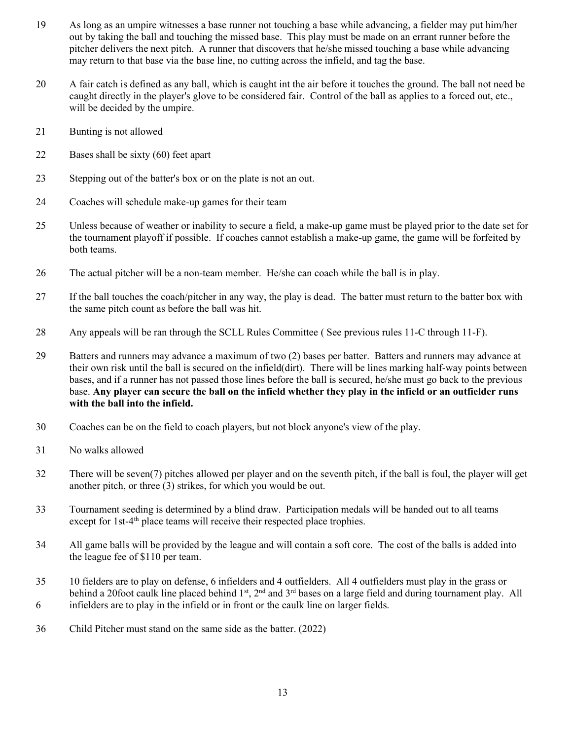19 As long as an umpire witnesses a base runner not touching a base while advancing, a fielder may put him/her out by taking the ball and touching the missed base. This play must be made on an errant runner before the pitcher delivers the next pitch. A runner that discovers that he/she missed touching a base while advancing may return to that base via the base line, no cutting across the infield, and tag the base.

20 A fair catch is defined as any ball, which is caught int the air before it touches the ground. The ball not need be caught directly in the player's glove to be considered fair. Control of the ball as applies to a forced out, etc., will be decided by the umpire.

21 Bunting is not allowed

22 Bases shall be sixty (60) feet apart

23 Stepping out of the batter's box or on the plate is not an out.

24 Coaches will schedule make-up games for their team

25 Unless because of weather or inability to secure a field, a make-up game must be played prior to the date set for the tournament playoff if possible. If coaches cannot establish a make-up game, the game will be forfeited by both teams.

26 The actual pitcher will be a non-team member. He/she can coach while the ball is in play.

27 If the ball touches the coach/pitcher in any way, the play is dead. The batter must return to the batter box with the same pitch count as before the ball was hit.

28 Any appeals will be ran through the SCLL Rules Committee ( See previous rules 11-C through 11-F).

29 Batters and runners may advance a maximum of two (2) bases per batter. Batters and runners may advance at their own risk until the ball is secured on the infield(dirt). There will be lines marking half-way points between bases, and if a runner has not passed those lines before the ball is secured, he/she must go back to the previous base. **Any player can secure the ball on the infield whether they play in the infield or an outfielder runs with the ball into the infield.**

30 Coaches can be on the field to coach players, but not block anyone's view of the play.

31 No walks allowed

32 There will be seven(7) pitches allowed per player and on the seventh pitch, if the ball is foul, the player will get another pitch, or three (3) strikes, for which you would be out.

33 Tournament seeding is determined by a blind draw. Participation medals will be handed out to all teams except for 1st-4th place teams will receive their respected place trophies.

34 All game balls will be provided by the league and will contain a soft core. The cost of the balls is added into the league fee of $110 per team.

35 10 fielders are to play on defense, 6 infielders and 4 outfielders. All 4 outfielders must play in the grass or behind a 20foot caulk line placed behind 1st, 2nd and 3rd bases on a large field and during tournament play. All

6 infielders are to play in the infield or in front or the caulk line on larger fields.

36 Child Pitcher must stand on the same side as the batter. (2022)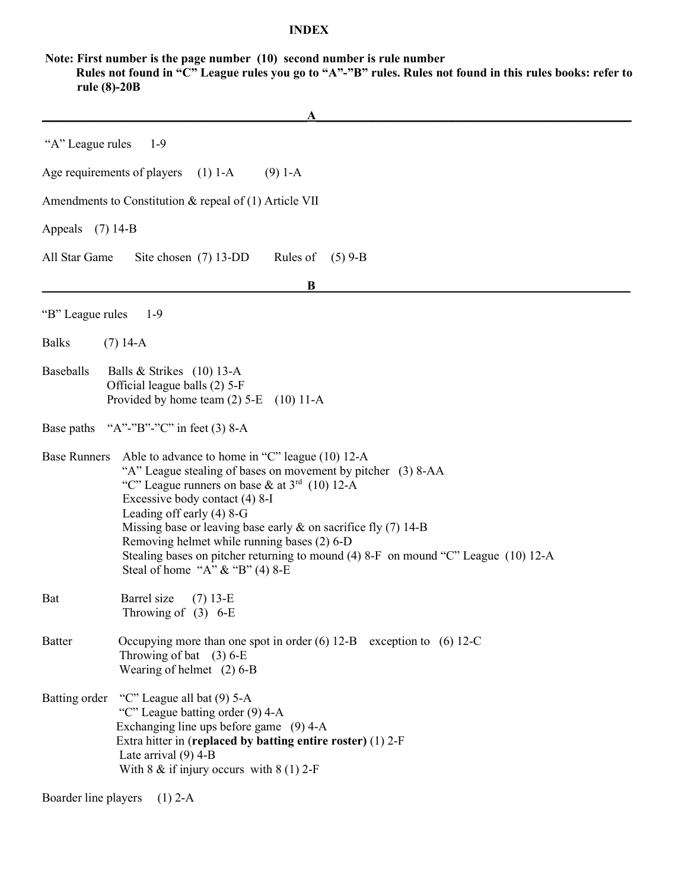# INDEX

**Note: First number is the page number (10) second number is rule number**
**Rules not found in "C" League rules you go to "A"-"B" rules. Rules not found in this rules books: refer to rule (8)-20B**

## A

"A" League rules 1-9

Age requirements of players (1) 1-A (9) 1-A

Amendments to Constitution & repeal of (1) Article VII

Appeals (7) 14-B

All Star Game Site chosen (7) 13-DD Rules of (5) 9-B

## B

"B" League rules 1-9

Balks (7) 14-A

Baseballs
- Balls & Strikes (10) 13-A
- Official league balls (2) 5-F
- Provided by home team (2) 5-E (10) 11-A

Base paths "A"-"B"-"C" in feet (3) 8-A

Base Runners
- Able to advance to home in "C" league (10) 12-A
- "A" League stealing of bases on movement by pitcher (3) 8-AA
- "C" League runners on base & at 3rd (10) 12-A
- Excessive body contact (4) 8-I
- Leading off early (4) 8-G
- Missing base or leaving base early & on sacrifice fly (7) 14-B
- Removing helmet while running bases (2) 6-D
- Stealing bases on pitcher returning to mound (4) 8-F on mound "C" League (10) 12-A
- Steal of home "A" & "B" (4) 8-E

Bat
- Barrel size (7) 13-E
- Throwing of (3) 6-E

Batter
- Occupying more than one spot in order (6) 12-B exception to (6) 12-C
- Throwing of bat (3) 6-E
- Wearing of helmet (2) 6-B

Batting order
- "C" League all bat (9) 5-A
- "C" League batting order (9) 4-A
- Exchanging line ups before game (9) 4-A
- Extra hitter in (**replaced by batting entire roster)** (1) 2-F
- Late arrival (9) 4-B
- With 8 & if injury occurs with 8 (1) 2-F

Boarder line players (1) 2-A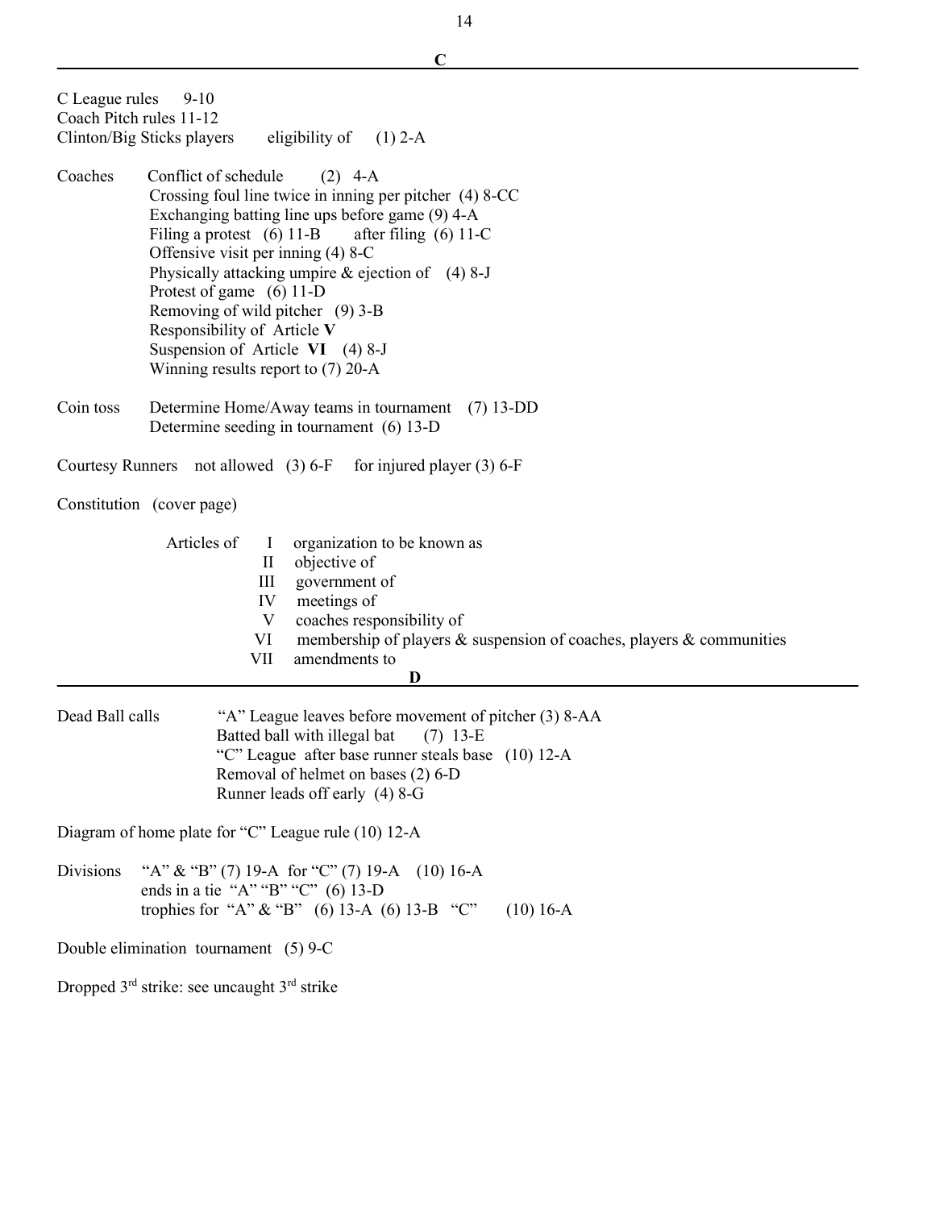## C

C League rules 9-10
Coach Pitch rules 11-12
Clinton/Big Sticks players eligibility of (1) 2-A

Coaches Conflict of schedule (2) 4-A
Crossing foul line twice in inning per pitcher (4) 8-CC
Exchanging batting line ups before game (9) 4-A
Filing a protest (6) 11-B after filing (6) 11-C
Offensive visit per inning (4) 8-C
Physically attacking umpire & ejection of (4) 8-J
Protest of game (6) 11-D
Removing of wild pitcher (9) 3-B
Responsibility of Article **V**
Suspension of Article **VI** (4) 8-J
Winning results report to (7) 20-A

Coin toss Determine Home/Away teams in tournament (7) 13-DD
Determine seeding in tournament (6) 13-D

Courtesy Runners not allowed (3) 6-F for injured player (3) 6-F

Constitution (cover page)

Articles of
- I organization to be known as
- II objective of
- III government of
- IV meetings of
- V coaches responsibility of
- VI membership of players & suspension of coaches, players & communities
- VII amendments to

## D

Dead Ball calls "A" League leaves before movement of pitcher (3) 8-AA
Batted ball with illegal bat (7) 13-E
"C" League after base runner steals base (10) 12-A
Removal of helmet on bases (2) 6-D
Runner leads off early (4) 8-G

Diagram of home plate for "C" League rule (10) 12-A

Divisions "A" & "B" (7) 19-A for "C" (7) 19-A (10) 16-A
ends in a tie "A" "B" "C" (6) 13-D
trophies for "A" & "B" (6) 13-A (6) 13-B "C" (10) 16-A

Double elimination tournament (5) 9-C

Dropped 3rd strike: see uncaught 3rd strike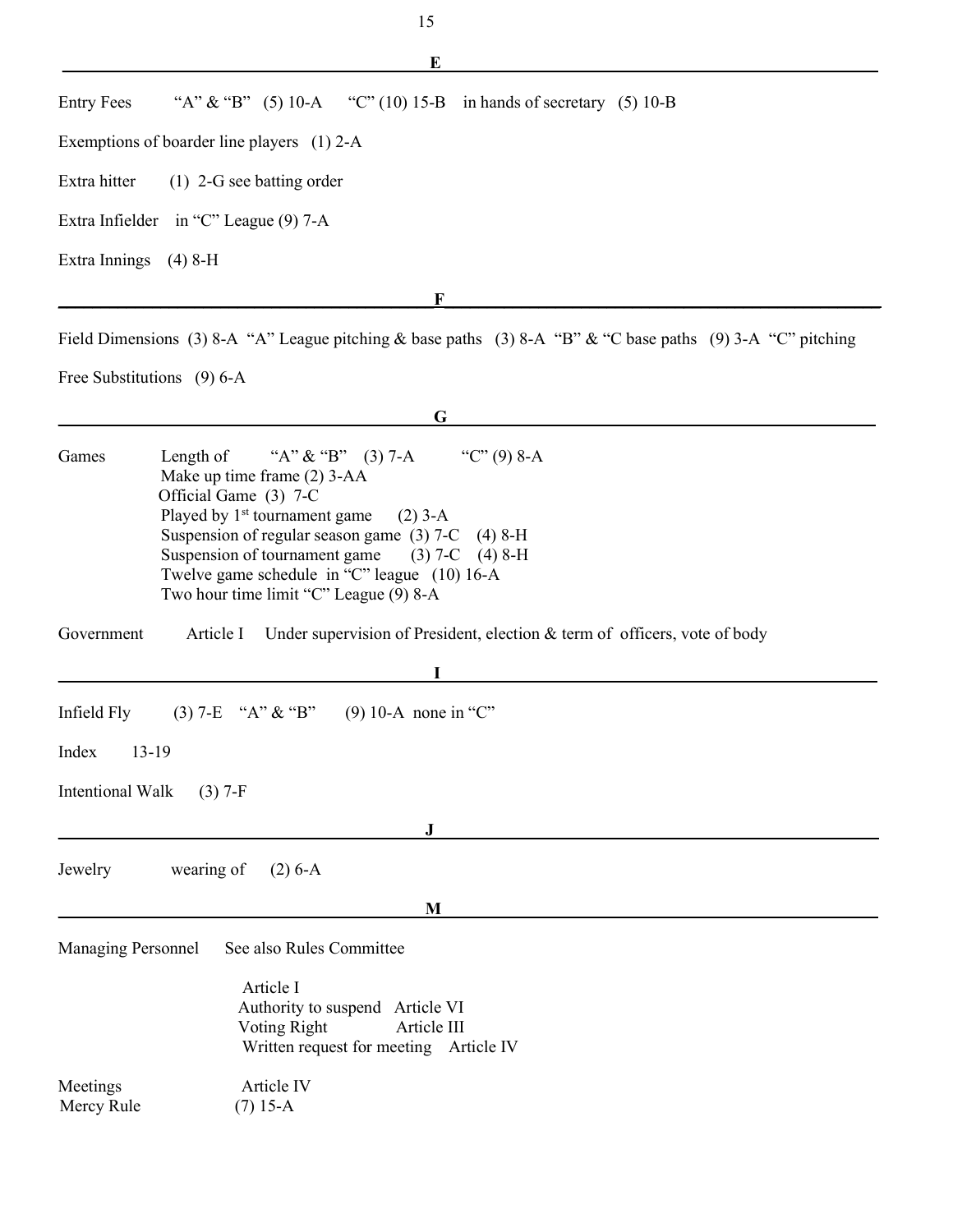## E

Entry Fees "A" & "B" (5) 10-A "C" (10) 15-B in hands of secretary (5) 10-B

Exemptions of boarder line players (1) 2-A

Extra hitter (1) 2-G see batting order

Extra Infielder in "C" League (9) 7-A

Extra Innings (4) 8-H

## F

Field Dimensions (3) 8-A "A" League pitching & base paths (3) 8-A "B" & "C base paths (9) 3-A "C" pitching

Free Substitutions (9) 6-A

## G

Games
- Length of "A" & "B" (3) 7-A "C" (9) 8-A
- Make up time frame (2) 3-AA
- Official Game (3) 7-C
- Played by 1st tournament game (2) 3-A
- Suspension of regular season game (3) 7-C (4) 8-H
- Suspension of tournament game (3) 7-C (4) 8-H
- Twelve game schedule in "C" league (10) 16-A
- Two hour time limit "C" League (9) 8-A

Government Article I Under supervision of President, election & term of officers, vote of body

## I

Infield Fly (3) 7-E "A" & "B" (9) 10-A none in "C"

Index 13-19

Intentional Walk (3) 7-F

## J

Jewelry wearing of (2) 6-A

## M

Managing Personnel See also Rules Committee
- Article I
- Authority to suspend Article VI
- Voting Right Article III
- Written request for meeting Article IV

Meetings Article IV

Mercy Rule (7) 15-A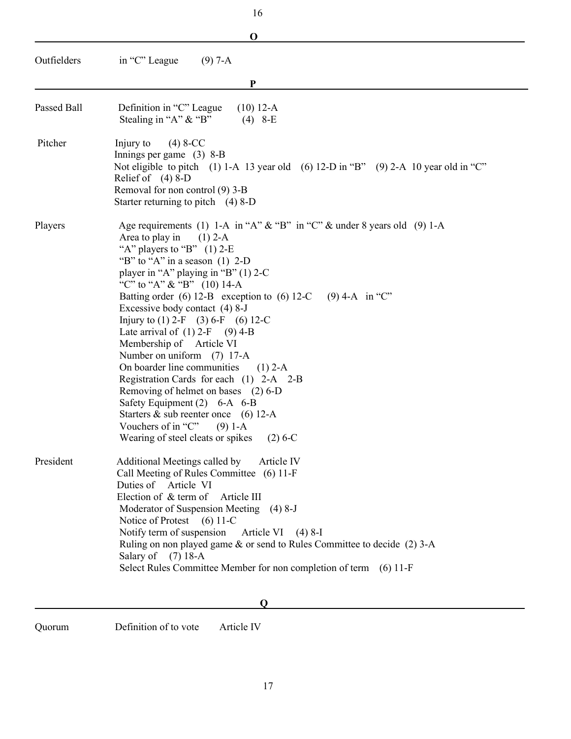## O

| | |
|---|---|
| Outfielders | in "C" League (9) 7-A |

## P

| | |
|---|---|
| Passed Ball | Definition in "C" League (10) 12-A |
| | Stealing in "A" & "B" (4) 8-E |
| Pitcher | Injury to (4) 8-CC |
| | Innings per game (3) 8-B |
| | Not eligible to pitch (1) 1-A 13 year old (6) 12-D in "B" (9) 2-A 10 year old in "C" |
| | Relief of (4) 8-D |
| | Removal for non control (9) 3-B |
| | Starter returning to pitch (4) 8-D |
| Players | Age requirements (1) 1-A in "A" & "B" in "C" & under 8 years old (9) 1-A |
| | Area to play in (1) 2-A |
| | "A" players to "B" (1) 2-E |
| | "B" to "A" in a season (1) 2-D |
| | player in "A" playing in "B" (1) 2-C |
| | "C" to "A" & "B" (10) 14-A |
| | Batting order (6) 12-B exception to (6) 12-C (9) 4-A in "C" |
| | Excessive body contact (4) 8-J |
| | Injury to (1) 2-F (3) 6-F (6) 12-C |
| | Late arrival of (1) 2-F (9) 4-B |
| | Membership of Article VI |
| | Number on uniform (7) 17-A |
| | On boarder line communities (1) 2-A |
| | Registration Cards for each (1) 2-A 2-B |
| | Removing of helmet on bases (2) 6-D |
| | Safety Equipment (2) 6-A 6-B |
| | Starters & sub reenter once (6) 12-A |
| | Vouchers of in "C" (9) 1-A |
| | Wearing of steel cleats or spikes (2) 6-C |
| President | Additional Meetings called by Article IV |
| | Call Meeting of Rules Committee (6) 11-F |
| | Duties of Article VI |
| | Election of & term of Article III |
| | Moderator of Suspension Meeting (4) 8-J |
| | Notice of Protest (6) 11-C |
| | Notify term of suspension Article VI (4) 8-I |
| | Ruling on non played game & or send to Rules Committee to decide (2) 3-A |
| | Salary of (7) 18-A |
| | Select Rules Committee Member for non completion of term (6) 11-F |

## Q

| | |
|---|---|
| Quorum | Definition of to vote Article IV |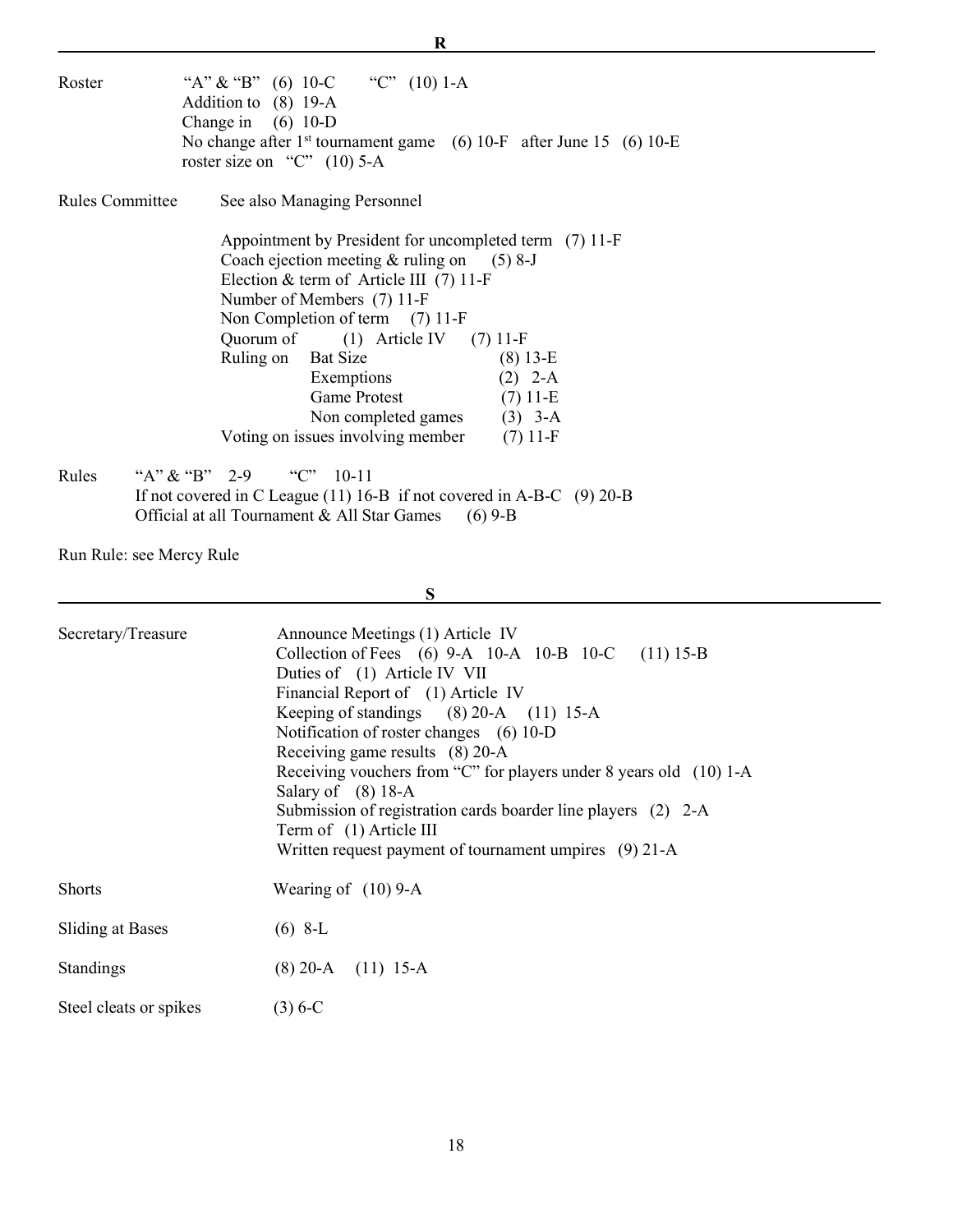## R

**Roster**
- "A" & "B" (6) 10-C "C" (10) 1-A
- Addition to (8) 19-A
- Change in (6) 10-D
- No change after 1st tournament game (6) 10-F after June 15 (6) 10-E
- roster size on "C" (10) 5-A

**Rules Committee** See also Managing Personnel
- Appointment by President for uncompleted term (7) 11-F
- Coach ejection meeting & ruling on (5) 8-J
- Election & term of Article III (7) 11-F
- Number of Members (7) 11-F
- Non Completion of term (7) 11-F
- Quorum of (1) Article IV (7) 11-F
- Ruling on
  - Bat Size (8) 13-E
  - Exemptions (2) 2-A
  - Game Protest (7) 11-E
  - Non completed games (3) 3-A
- Voting on issues involving member (7) 11-F

**Rules** "A" & "B" 2-9 "C" 10-11
- If not covered in C League (11) 16-B if not covered in A-B-C (9) 20-B
- Official at all Tournament & All Star Games (6) 9-B

**Run Rule:** see Mercy Rule

## S

**Secretary/Treasure**
- Announce Meetings (1) Article IV
- Collection of Fees (6) 9-A 10-A 10-B 10-C (11) 15-B
- Duties of (1) Article IV VII
- Financial Report of (1) Article IV
- Keeping of standings (8) 20-A (11) 15-A
- Notification of roster changes (6) 10-D
- Receiving game results (8) 20-A
- Receiving vouchers from "C" for players under 8 years old (10) 1-A
- Salary of (8) 18-A
- Submission of registration cards boarder line players (2) 2-A
- Term of (1) Article III
- Written request payment of tournament umpires (9) 21-A

**Shorts** Wearing of (10) 9-A

**Sliding at Bases** (6) 8-L

**Standings** (8) 20-A (11) 15-A

**Steel cleats or spikes** (3) 6-C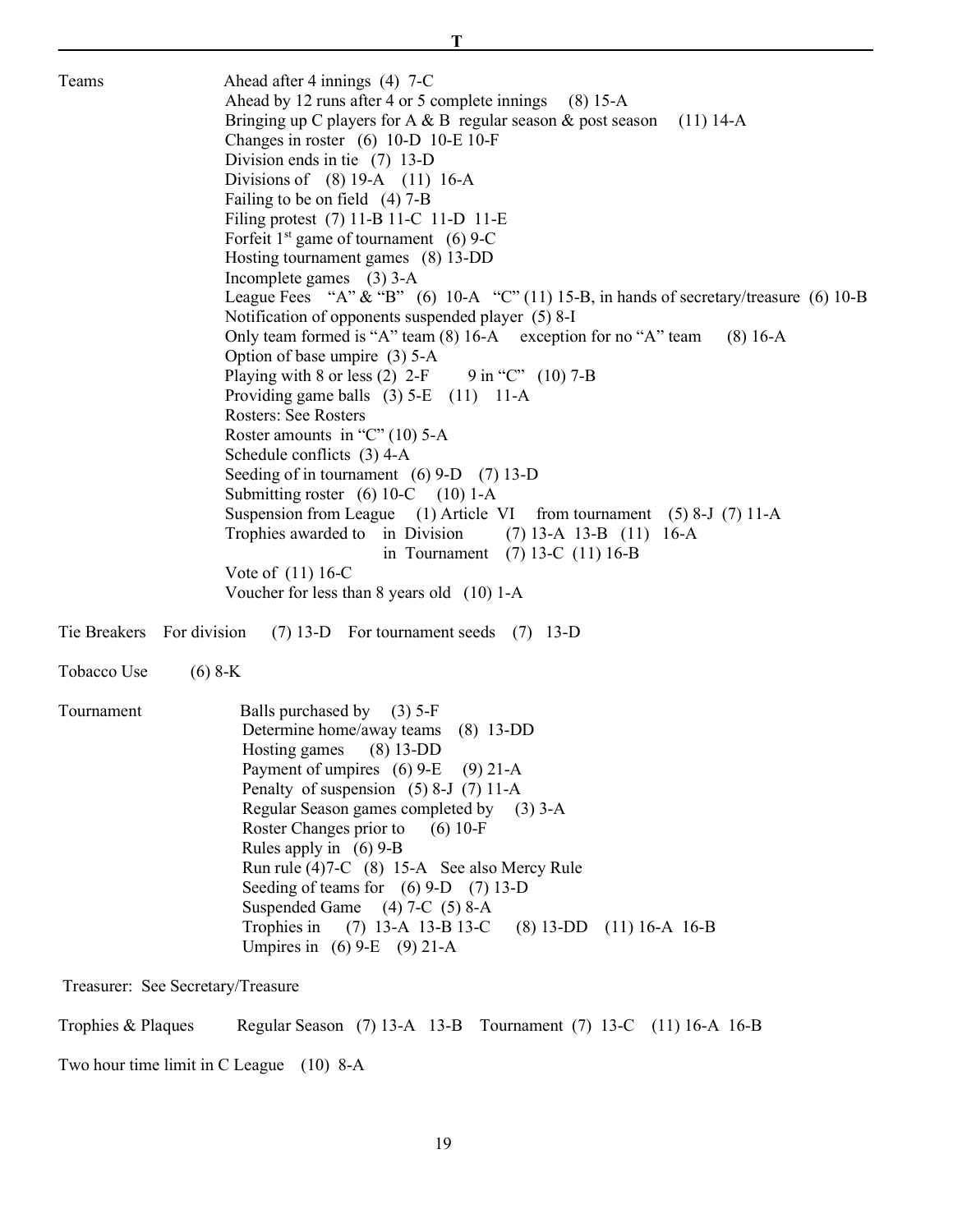## T

**Teams**

- Ahead after 4 innings (4) 7-C
- Ahead by 12 runs after 4 or 5 complete innings (8) 15-A
- Bringing up C players for A & B regular season & post season (11) 14-A
- Changes in roster (6) 10-D 10-E 10-F
- Division ends in tie (7) 13-D
- Divisions of (8) 19-A (11) 16-A
- Failing to be on field (4) 7-B
- Filing protest (7) 11-B 11-C 11-D 11-E
- Forfeit 1st game of tournament (6) 9-C
- Hosting tournament games (8) 13-DD
- Incomplete games (3) 3-A
- League Fees "A" & "B" (6) 10-A "C" (11) 15-B, in hands of secretary/treasure (6) 10-B
- Notification of opponents suspended player (5) 8-I
- Only team formed is "A" team (8) 16-A exception for no "A" team (8) 16-A
- Option of base umpire (3) 5-A
- Playing with 8 or less (2) 2-F 9 in "C" (10) 7-B
- Providing game balls (3) 5-E (11) 11-A
- Rosters: See Rosters
- Roster amounts in "C" (10) 5-A
- Schedule conflicts (3) 4-A
- Seeding of in tournament (6) 9-D (7) 13-D
- Submitting roster (6) 10-C (10) 1-A
- Suspension from League (1) Article VI from tournament (5) 8-J (7) 11-A
- Trophies awarded to in Division (7) 13-A 13-B (11) 16-A
  - in Tournament (7) 13-C (11) 16-B
- Vote of (11) 16-C
- Voucher for less than 8 years old (10) 1-A

**Tie Breakers** For division (7) 13-D For tournament seeds (7) 13-D

**Tobacco Use** (6) 8-K

**Tournament**

- Balls purchased by (3) 5-F
- Determine home/away teams (8) 13-DD
- Hosting games (8) 13-DD
- Payment of umpires (6) 9-E (9) 21-A
- Penalty of suspension (5) 8-J (7) 11-A
- Regular Season games completed by (3) 3-A
- Roster Changes prior to (6) 10-F
- Rules apply in (6) 9-B
- Run rule (4)7-C (8) 15-A See also Mercy Rule
- Seeding of teams for (6) 9-D (7) 13-D
- Suspended Game (4) 7-C (5) 8-A
- Trophies in (7) 13-A 13-B 13-C (8) 13-DD (11) 16-A 16-B
- Umpires in (6) 9-E (9) 21-A

**Treasurer:** See Secretary/Treasure

**Trophies & Plaques** Regular Season (7) 13-A 13-B Tournament (7) 13-C (11) 16-A 16-B

**Two hour time limit in C League** (10) 8-A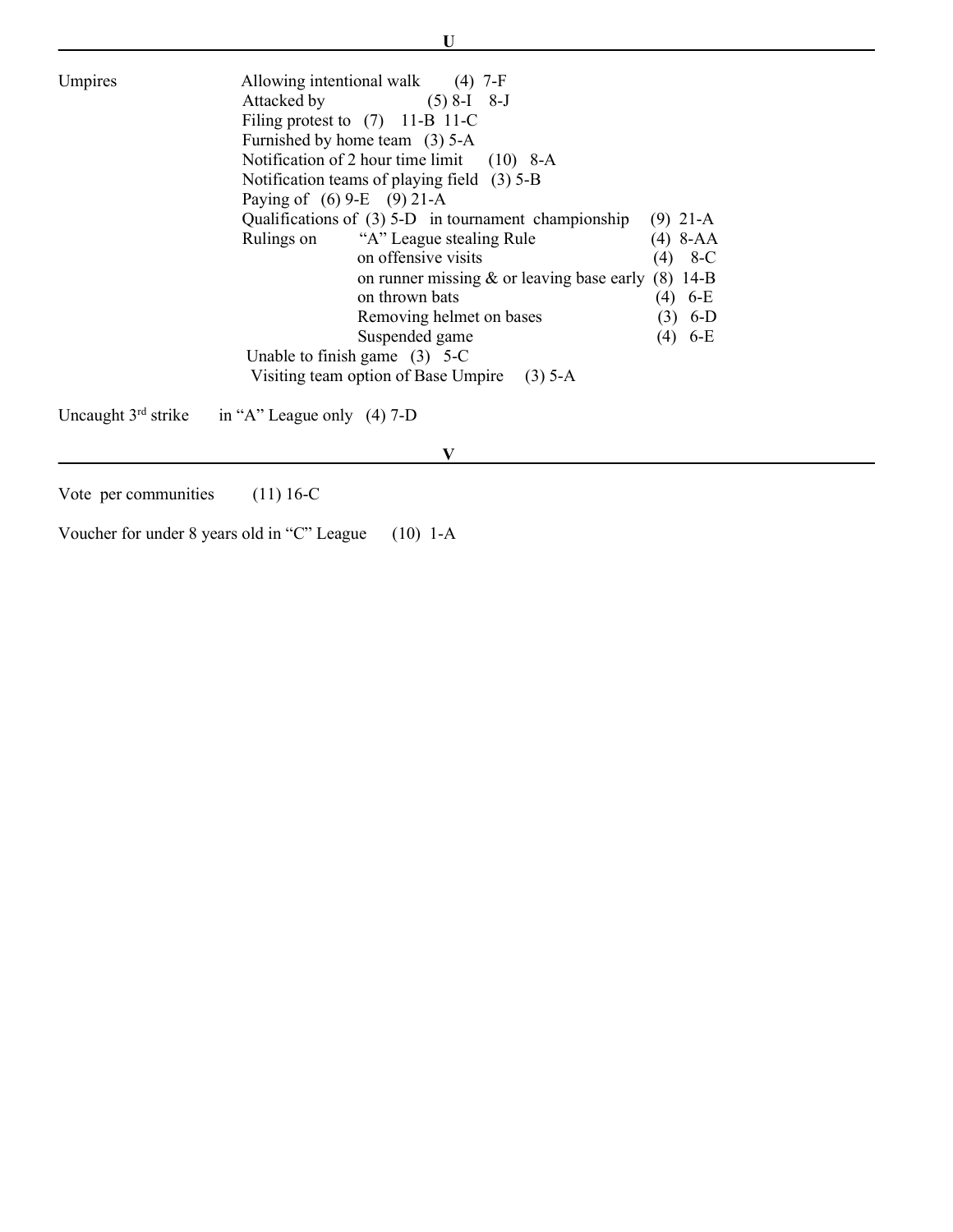## U

Umpires

- Allowing intentional walk (4) 7-F
- Attacked by (5) 8-I 8-J
- Filing protest to (7) 11-B 11-C
- Furnished by home team (3) 5-A
- Notification of 2 hour time limit (10) 8-A
- Notification teams of playing field (3) 5-B
- Paying of (6) 9-E (9) 21-A
- Qualifications of (3) 5-D in tournament championship (9) 21-A
- Rulings on
  - "A" League stealing Rule (4) 8-AA
  - on offensive visits (4) 8-C
  - on runner missing & or leaving base early (8) 14-B
  - on thrown bats (4) 6-E
  - Removing helmet on bases (3) 6-D
  - Suspended game (4) 6-E
- Unable to finish game (3) 5-C
- Visiting team option of Base Umpire (3) 5-A

Uncaught 3rd strike in "A" League only (4) 7-D

## V

Vote per communities (11) 16-C

Voucher for under 8 years old in "C" League (10) 1-A